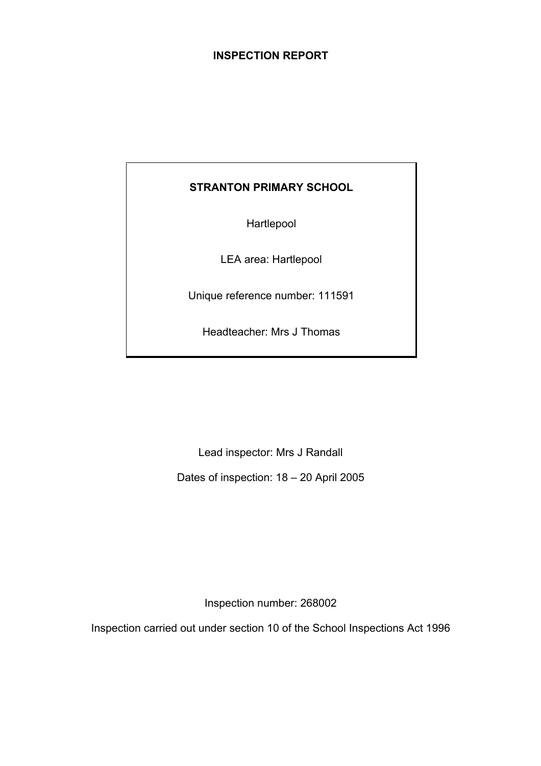# INSPECTION REPORT

**STRANTON PRIMARY SCHOOL**

Hartlepool

LEA area: Hartlepool

Unique reference number: 111591

Headteacher: Mrs J Thomas

Lead inspector: Mrs J Randall

Dates of inspection: 18 – 20 April 2005

Inspection number: 268002

Inspection carried out under section 10 of the School Inspections Act 1996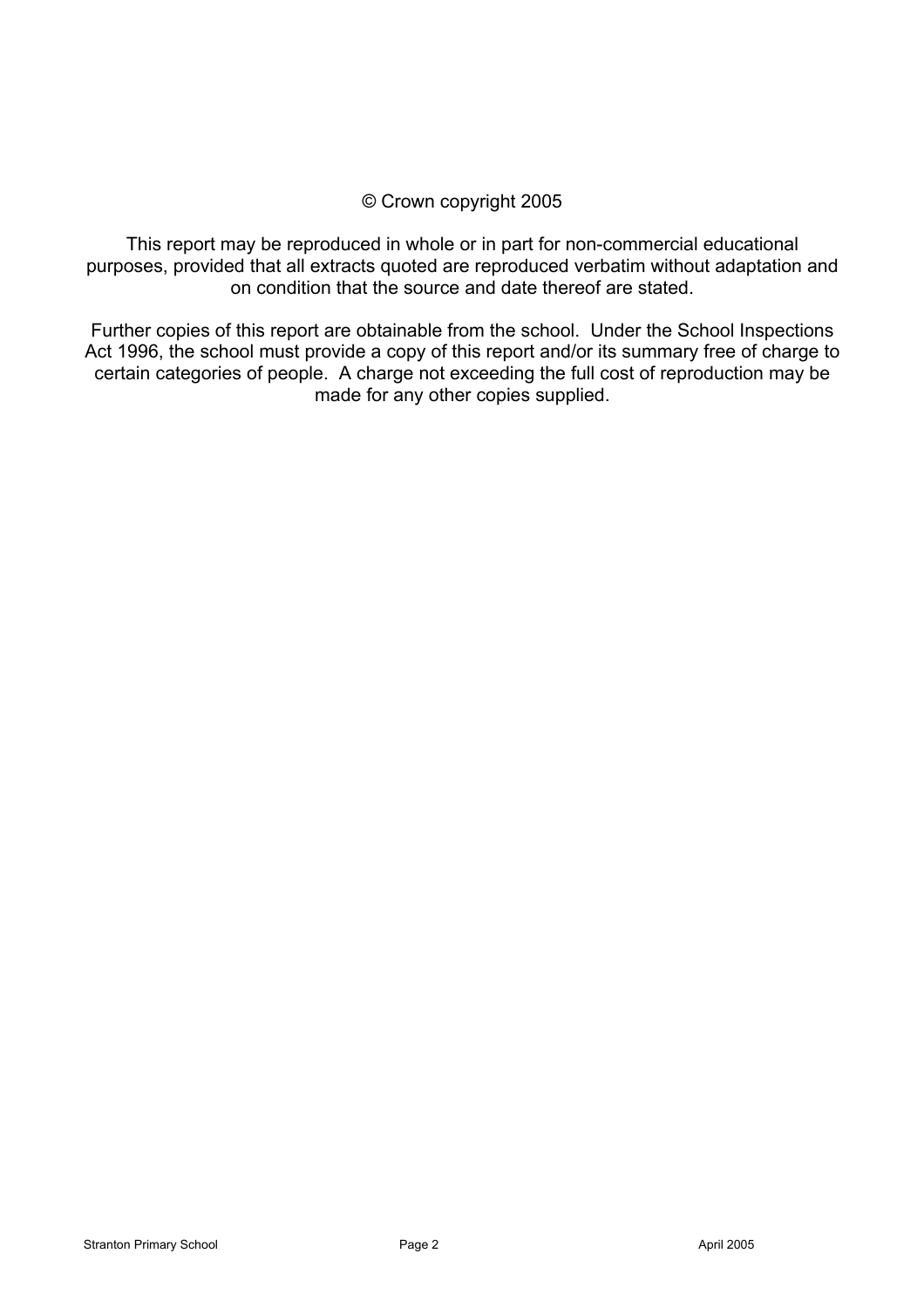© Crown copyright 2005

This report may be reproduced in whole or in part for non-commercial educational purposes, provided that all extracts quoted are reproduced verbatim without adaptation and on condition that the source and date thereof are stated.

Further copies of this report are obtainable from the school. Under the School Inspections Act 1996, the school must provide a copy of this report and/or its summary free of charge to certain categories of people. A charge not exceeding the full cost of reproduction may be made for any other copies supplied.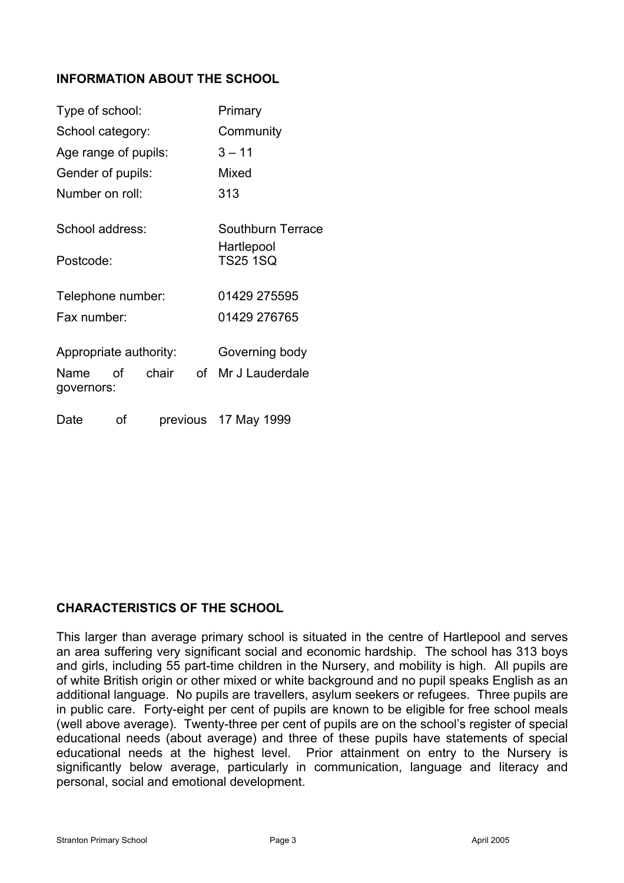## INFORMATION ABOUT THE SCHOOL

| | |
|---|---|
| Type of school: | Primary |
| School category: | Community |
| Age range of pupils: | 3 – 11 |
| Gender of pupils: | Mixed |
| Number on roll: | 313 |
| School address: | Southburn Terrace<br>Hartlepool |
| Postcode: | TS25 1SQ |
| Telephone number: | 01429 275595 |
| Fax number: | 01429 276765 |
| Appropriate authority: | Governing body |
| Name of chair of governors: | Mr J Lauderdale |
| Date of previous | 17 May 1999 |

## CHARACTERISTICS OF THE SCHOOL

This larger than average primary school is situated in the centre of Hartlepool and serves an area suffering very significant social and economic hardship. The school has 313 boys and girls, including 55 part-time children in the Nursery, and mobility is high. All pupils are of white British origin or other mixed or white background and no pupil speaks English as an additional language. No pupils are travellers, asylum seekers or refugees. Three pupils are in public care. Forty-eight per cent of pupils are known to be eligible for free school meals (well above average). Twenty-three per cent of pupils are on the school's register of special educational needs (about average) and three of these pupils have statements of special educational needs at the highest level. Prior attainment on entry to the Nursery is significantly below average, particularly in communication, language and literacy and personal, social and emotional development.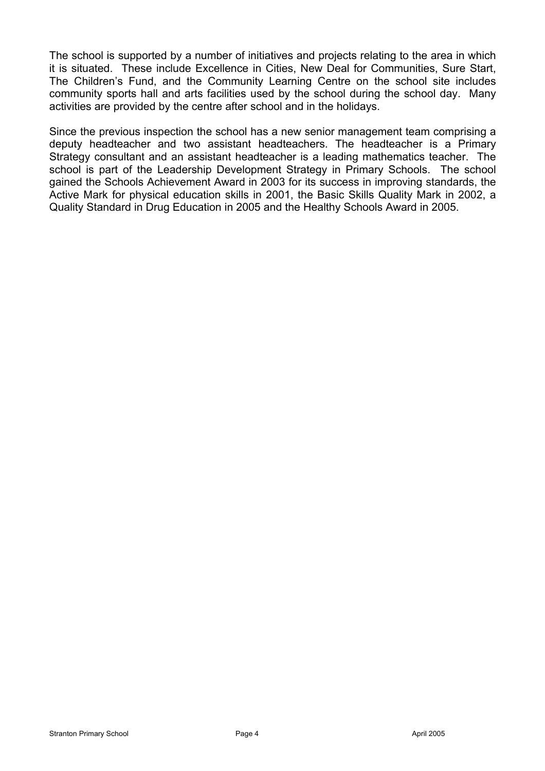The school is supported by a number of initiatives and projects relating to the area in which it is situated. These include Excellence in Cities, New Deal for Communities, Sure Start, The Children's Fund, and the Community Learning Centre on the school site includes community sports hall and arts facilities used by the school during the school day. Many activities are provided by the centre after school and in the holidays.

Since the previous inspection the school has a new senior management team comprising a deputy headteacher and two assistant headteachers. The headteacher is a Primary Strategy consultant and an assistant headteacher is a leading mathematics teacher. The school is part of the Leadership Development Strategy in Primary Schools. The school gained the Schools Achievement Award in 2003 for its success in improving standards, the Active Mark for physical education skills in 2001, the Basic Skills Quality Mark in 2002, a Quality Standard in Drug Education in 2005 and the Healthy Schools Award in 2005.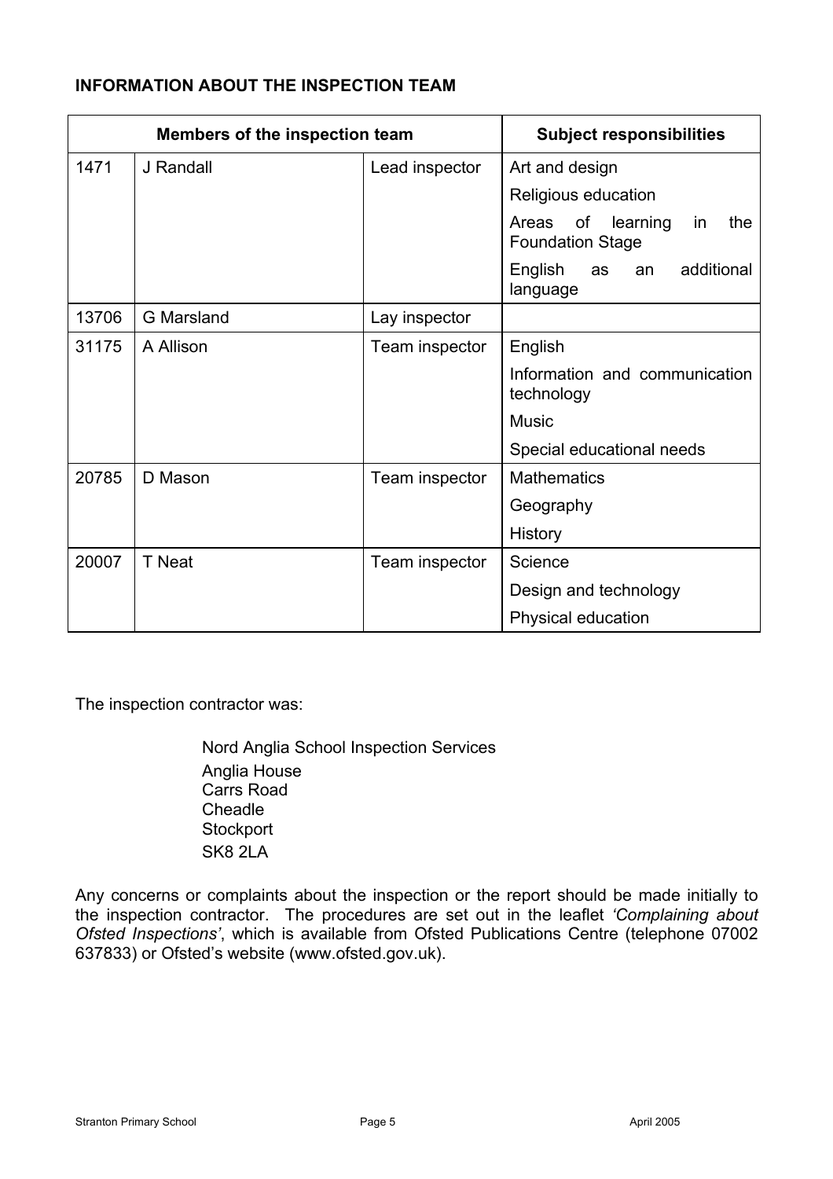**INFORMATION ABOUT THE INSPECTION TEAM**

| Members of the inspection team | | | Subject responsibilities |
|---|---|---|---|
| 1471 | J Randall | Lead inspector | Art and design |
| | | | Religious education |
| | | | Areas of learning in the Foundation Stage |
| | | | English as an additional language |
| 13706 | G Marsland | Lay inspector | |
| 31175 | A Allison | Team inspector | English |
| | | | Information and communication technology |
| | | | Music |
| | | | Special educational needs |
| 20785 | D Mason | Team inspector | Mathematics |
| | | | Geography |
| | | | History |
| 20007 | T Neat | Team inspector | Science |
| | | | Design and technology |
| | | | Physical education |

The inspection contractor was:

Nord Anglia School Inspection Services
Anglia House
Carrs Road
Cheadle
Stockport
SK8 2LA

Any concerns or complaints about the inspection or the report should be made initially to the inspection contractor. The procedures are set out in the leaflet *'Complaining about Ofsted Inspections'*, which is available from Ofsted Publications Centre (telephone 07002 637833) or Ofsted's website (www.ofsted.gov.uk).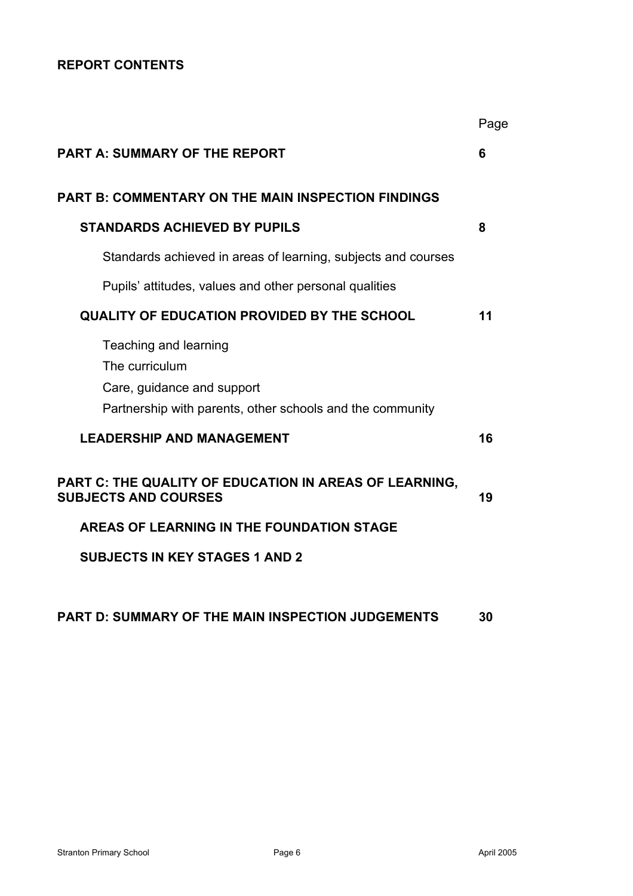## REPORT CONTENTS

| | Page |
|---|---|
| **PART A: SUMMARY OF THE REPORT** | **6** |
| **PART B: COMMENTARY ON THE MAIN INSPECTION FINDINGS** | |
| **STANDARDS ACHIEVED BY PUPILS** | **8** |
| Standards achieved in areas of learning, subjects and courses | |
| Pupils' attitudes, values and other personal qualities | |
| **QUALITY OF EDUCATION PROVIDED BY THE SCHOOL** | **11** |
| Teaching and learning | |
| The curriculum | |
| Care, guidance and support | |
| Partnership with parents, other schools and the community | |
| **LEADERSHIP AND MANAGEMENT** | **16** |
| **PART C: THE QUALITY OF EDUCATION IN AREAS OF LEARNING, SUBJECTS AND COURSES** | **19** |
| **AREAS OF LEARNING IN THE FOUNDATION STAGE** | |
| **SUBJECTS IN KEY STAGES 1 AND 2** | |
| **PART D: SUMMARY OF THE MAIN INSPECTION JUDGEMENTS** | **30** |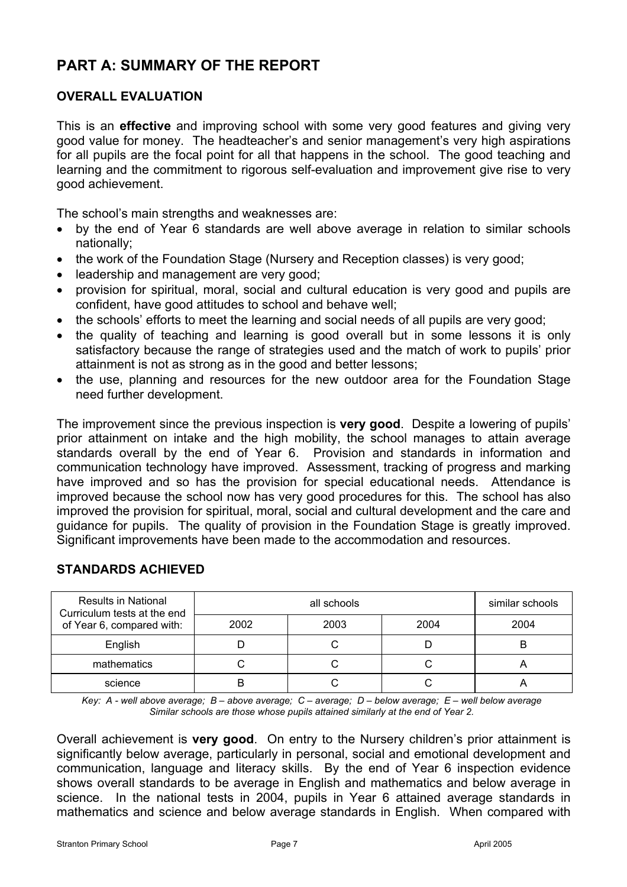# PART A: SUMMARY OF THE REPORT

## OVERALL EVALUATION

This is an **effective** and improving school with some very good features and giving very good value for money. The headteacher's and senior management's very high aspirations for all pupils are the focal point for all that happens in the school. The good teaching and learning and the commitment to rigorous self-evaluation and improvement give rise to very good achievement.

The school's main strengths and weaknesses are:

- by the end of Year 6 standards are well above average in relation to similar schools nationally;
- the work of the Foundation Stage (Nursery and Reception classes) is very good;
- leadership and management are very good;
- provision for spiritual, moral, social and cultural education is very good and pupils are confident, have good attitudes to school and behave well;
- the schools' efforts to meet the learning and social needs of all pupils are very good;
- the quality of teaching and learning is good overall but in some lessons it is only satisfactory because the range of strategies used and the match of work to pupils' prior attainment is not as strong as in the good and better lessons;
- the use, planning and resources for the new outdoor area for the Foundation Stage need further development.

The improvement since the previous inspection is **very good**. Despite a lowering of pupils' prior attainment on intake and the high mobility, the school manages to attain average standards overall by the end of Year 6. Provision and standards in information and communication technology have improved. Assessment, tracking of progress and marking have improved and so has the provision for special educational needs. Attendance is improved because the school now has very good procedures for this. The school has also improved the provision for spiritual, moral, social and cultural development and the care and guidance for pupils. The quality of provision in the Foundation Stage is greatly improved. Significant improvements have been made to the accommodation and resources.

## STANDARDS ACHIEVED

| Results in National Curriculum tests at the end of Year 6, compared with: | all schools | | | similar schools |
|---|---|---|---|---|
| | 2002 | 2003 | 2004 | 2004 |
| English | D | C | D | B |
| mathematics | C | C | C | A |
| science | B | C | C | A |

*Key: A - well above average; B – above average; C – average; D – below average; E – well below average*
*Similar schools are those whose pupils attained similarly at the end of Year 2.*

Overall achievement is **very good**. On entry to the Nursery children's prior attainment is significantly below average, particularly in personal, social and emotional development and communication, language and literacy skills. By the end of Year 6 inspection evidence shows overall standards to be average in English and mathematics and below average in science. In the national tests in 2004, pupils in Year 6 attained average standards in mathematics and science and below average standards in English. When compared with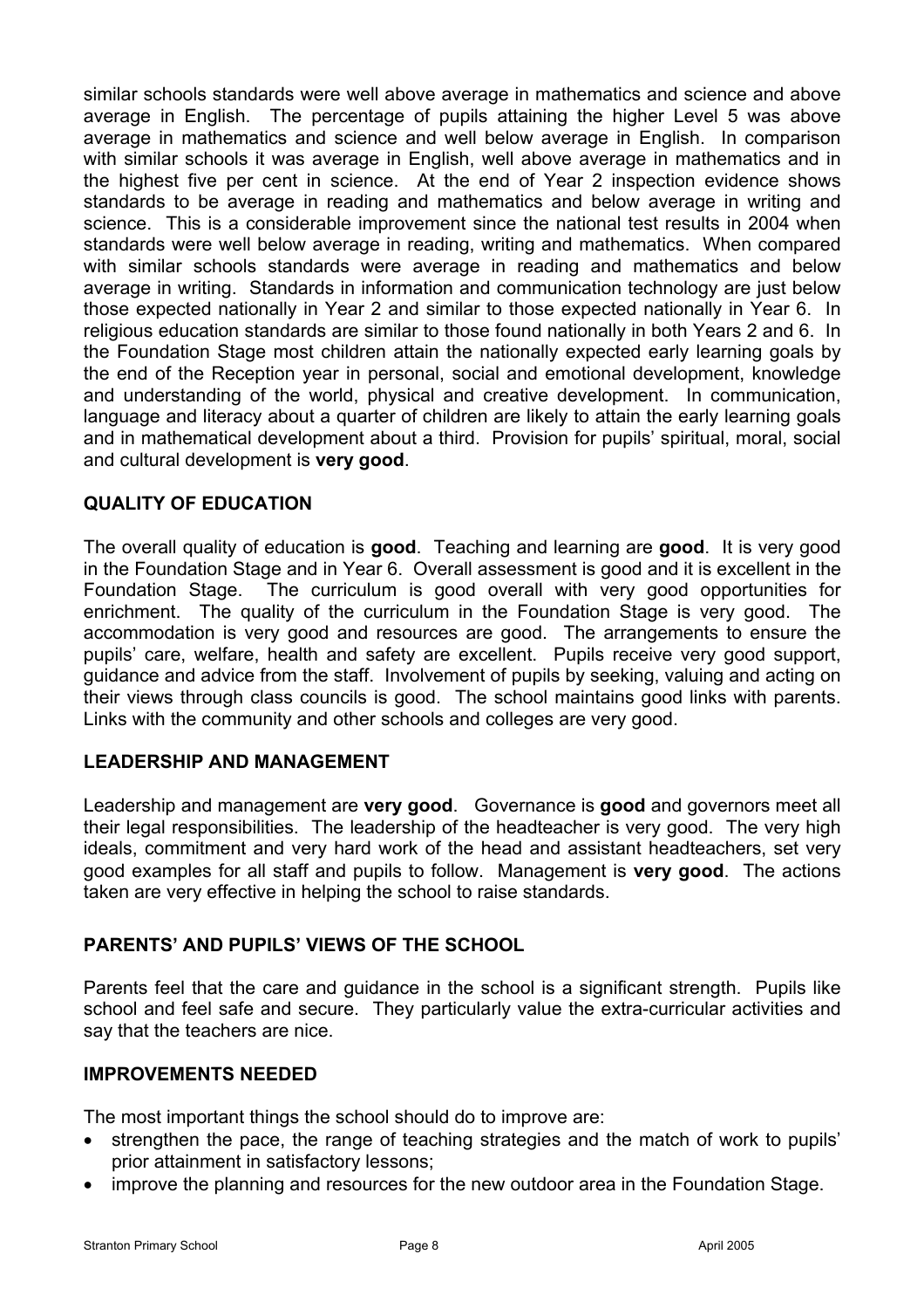similar schools standards were well above average in mathematics and science and above average in English. The percentage of pupils attaining the higher Level 5 was above average in mathematics and science and well below average in English. In comparison with similar schools it was average in English, well above average in mathematics and in the highest five per cent in science. At the end of Year 2 inspection evidence shows standards to be average in reading and mathematics and below average in writing and science. This is a considerable improvement since the national test results in 2004 when standards were well below average in reading, writing and mathematics. When compared with similar schools standards were average in reading and mathematics and below average in writing. Standards in information and communication technology are just below those expected nationally in Year 2 and similar to those expected nationally in Year 6. In religious education standards are similar to those found nationally in both Years 2 and 6. In the Foundation Stage most children attain the nationally expected early learning goals by the end of the Reception year in personal, social and emotional development, knowledge and understanding of the world, physical and creative development. In communication, language and literacy about a quarter of children are likely to attain the early learning goals and in mathematical development about a third. Provision for pupils' spiritual, moral, social and cultural development is **very good**.

## QUALITY OF EDUCATION

The overall quality of education is **good**. Teaching and learning are **good**. It is very good in the Foundation Stage and in Year 6. Overall assessment is good and it is excellent in the Foundation Stage. The curriculum is good overall with very good opportunities for enrichment. The quality of the curriculum in the Foundation Stage is very good. The accommodation is very good and resources are good. The arrangements to ensure the pupils' care, welfare, health and safety are excellent. Pupils receive very good support, guidance and advice from the staff. Involvement of pupils by seeking, valuing and acting on their views through class councils is good. The school maintains good links with parents. Links with the community and other schools and colleges are very good.

## LEADERSHIP AND MANAGEMENT

Leadership and management are **very good**. Governance is **good** and governors meet all their legal responsibilities. The leadership of the headteacher is very good. The very high ideals, commitment and very hard work of the head and assistant headteachers, set very good examples for all staff and pupils to follow. Management is **very good**. The actions taken are very effective in helping the school to raise standards.

## PARENTS' AND PUPILS' VIEWS OF THE SCHOOL

Parents feel that the care and guidance in the school is a significant strength. Pupils like school and feel safe and secure. They particularly value the extra-curricular activities and say that the teachers are nice.

## IMPROVEMENTS NEEDED

The most important things the school should do to improve are:

- strengthen the pace, the range of teaching strategies and the match of work to pupils' prior attainment in satisfactory lessons;
- improve the planning and resources for the new outdoor area in the Foundation Stage.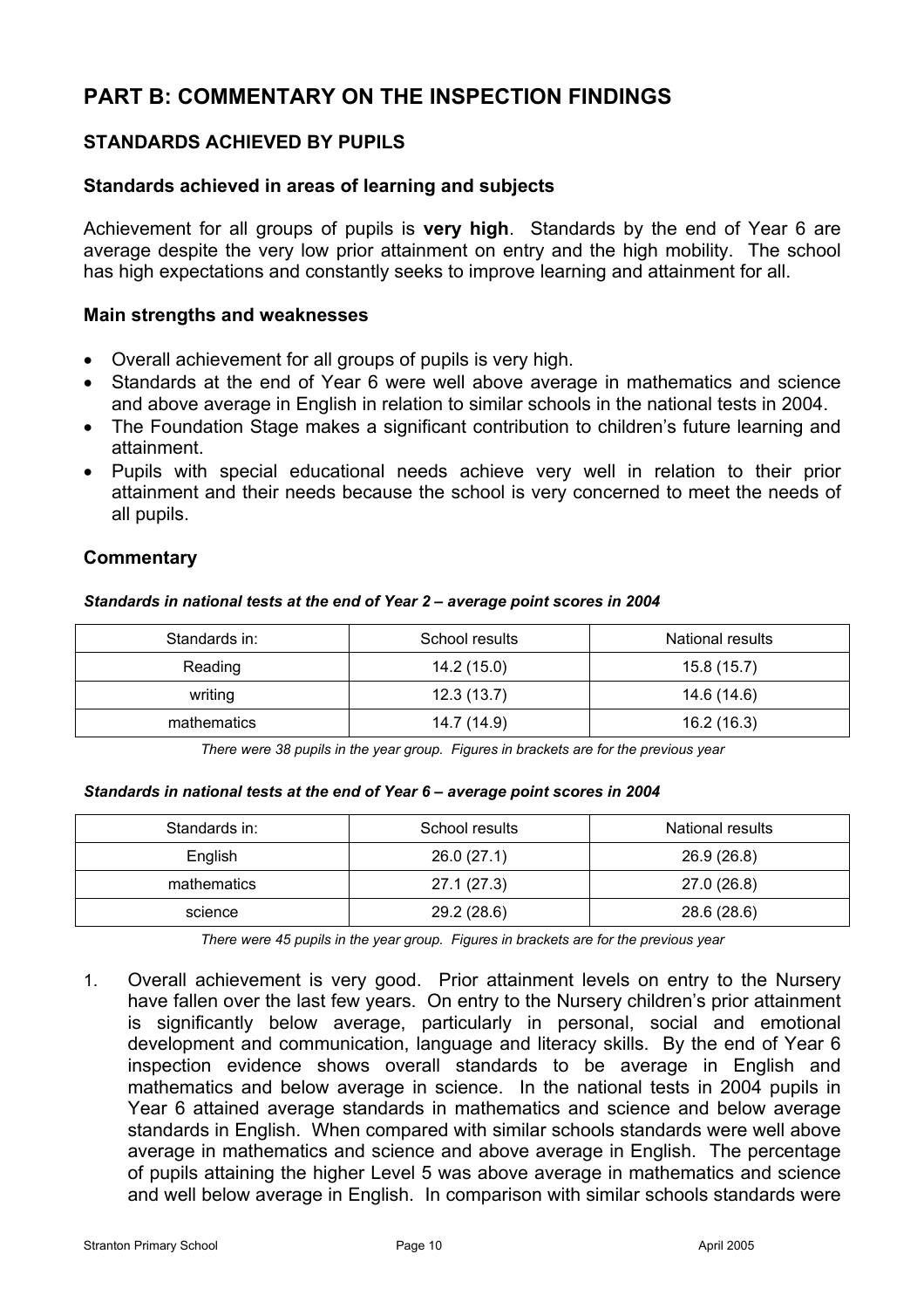# PART B: COMMENTARY ON THE INSPECTION FINDINGS

## STANDARDS ACHIEVED BY PUPILS

### Standards achieved in areas of learning and subjects

Achievement for all groups of pupils is **very high**. Standards by the end of Year 6 are average despite the very low prior attainment on entry and the high mobility. The school has high expectations and constantly seeks to improve learning and attainment for all.

### Main strengths and weaknesses

- Overall achievement for all groups of pupils is very high.
- Standards at the end of Year 6 were well above average in mathematics and science and above average in English in relation to similar schools in the national tests in 2004.
- The Foundation Stage makes a significant contribution to children's future learning and attainment.
- Pupils with special educational needs achieve very well in relation to their prior attainment and their needs because the school is very concerned to meet the needs of all pupils.

### Commentary

***Standards in national tests at the end of Year 2 – average point scores in 2004***

| Standards in: | School results | National results |
|---|---|---|
| Reading | 14.2 (15.0) | 15.8 (15.7) |
| writing | 12.3 (13.7) | 14.6 (14.6) |
| mathematics | 14.7 (14.9) | 16.2 (16.3) |

*There were 38 pupils in the year group. Figures in brackets are for the previous year*

***Standards in national tests at the end of Year 6 – average point scores in 2004***

| Standards in: | School results | National results |
|---|---|---|
| English | 26.0 (27.1) | 26.9 (26.8) |
| mathematics | 27.1 (27.3) | 27.0 (26.8) |
| science | 29.2 (28.6) | 28.6 (28.6) |

*There were 45 pupils in the year group. Figures in brackets are for the previous year*

1. Overall achievement is very good. Prior attainment levels on entry to the Nursery have fallen over the last few years. On entry to the Nursery children's prior attainment is significantly below average, particularly in personal, social and emotional development and communication, language and literacy skills. By the end of Year 6 inspection evidence shows overall standards to be average in English and mathematics and below average in science. In the national tests in 2004 pupils in Year 6 attained average standards in mathematics and science and below average standards in English. When compared with similar schools standards were well above average in mathematics and science and above average in English. The percentage of pupils attaining the higher Level 5 was above average in mathematics and science and well below average in English. In comparison with similar schools standards were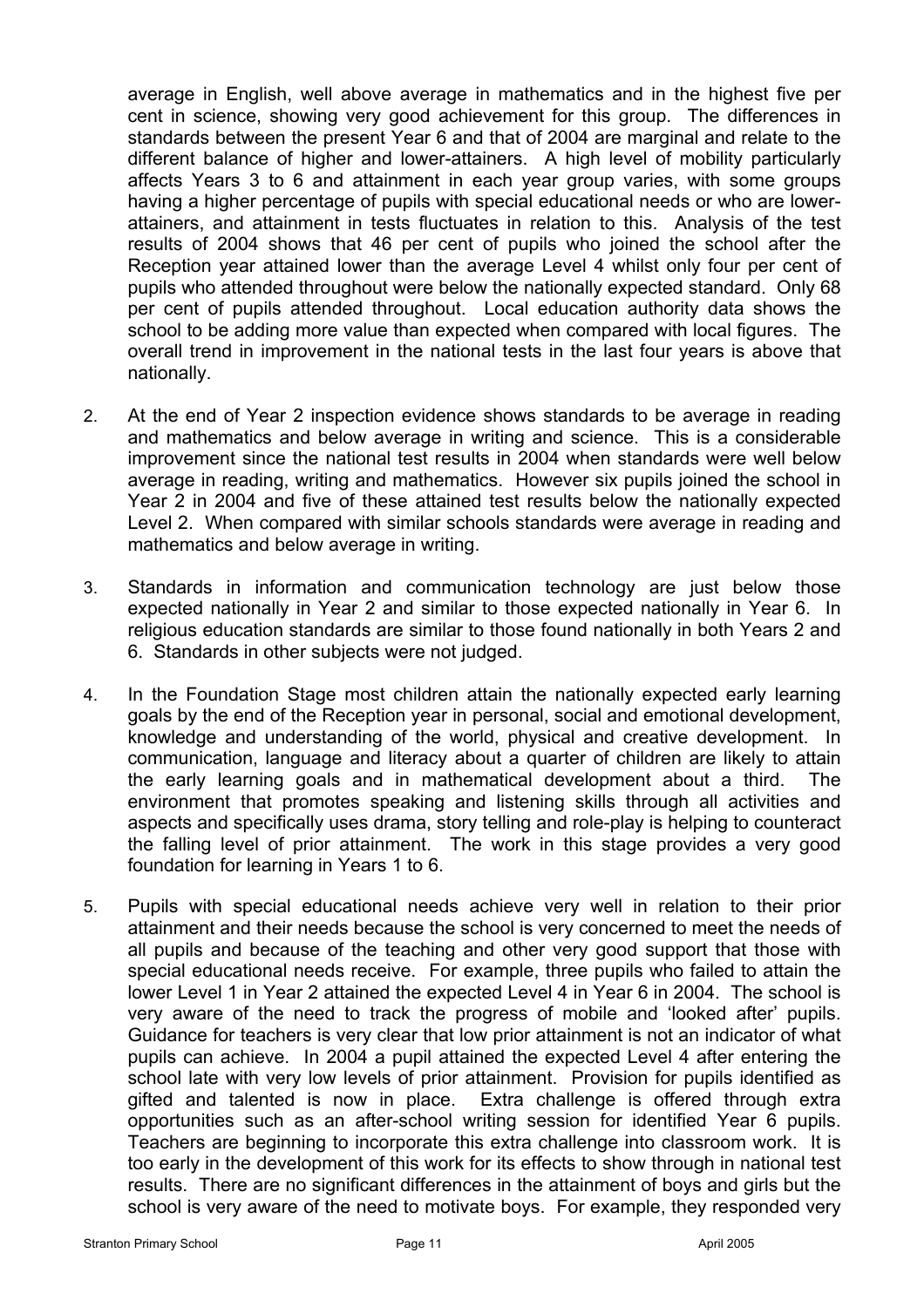average in English, well above average in mathematics and in the highest five per cent in science, showing very good achievement for this group. The differences in standards between the present Year 6 and that of 2004 are marginal and relate to the different balance of higher and lower-attainers. A high level of mobility particularly affects Years 3 to 6 and attainment in each year group varies, with some groups having a higher percentage of pupils with special educational needs or who are lower-attainers, and attainment in tests fluctuates in relation to this. Analysis of the test results of 2004 shows that 46 per cent of pupils who joined the school after the Reception year attained lower than the average Level 4 whilst only four per cent of pupils who attended throughout were below the nationally expected standard. Only 68 per cent of pupils attended throughout. Local education authority data shows the school to be adding more value than expected when compared with local figures. The overall trend in improvement in the national tests in the last four years is above that nationally.

2. At the end of Year 2 inspection evidence shows standards to be average in reading and mathematics and below average in writing and science. This is a considerable improvement since the national test results in 2004 when standards were well below average in reading, writing and mathematics. However six pupils joined the school in Year 2 in 2004 and five of these attained test results below the nationally expected Level 2. When compared with similar schools standards were average in reading and mathematics and below average in writing.

3. Standards in information and communication technology are just below those expected nationally in Year 2 and similar to those expected nationally in Year 6. In religious education standards are similar to those found nationally in both Years 2 and 6. Standards in other subjects were not judged.

4. In the Foundation Stage most children attain the nationally expected early learning goals by the end of the Reception year in personal, social and emotional development, knowledge and understanding of the world, physical and creative development. In communication, language and literacy about a quarter of children are likely to attain the early learning goals and in mathematical development about a third. The environment that promotes speaking and listening skills through all activities and aspects and specifically uses drama, story telling and role-play is helping to counteract the falling level of prior attainment. The work in this stage provides a very good foundation for learning in Years 1 to 6.

5. Pupils with special educational needs achieve very well in relation to their prior attainment and their needs because the school is very concerned to meet the needs of all pupils and because of the teaching and other very good support that those with special educational needs receive. For example, three pupils who failed to attain the lower Level 1 in Year 2 attained the expected Level 4 in Year 6 in 2004. The school is very aware of the need to track the progress of mobile and 'looked after' pupils. Guidance for teachers is very clear that low prior attainment is not an indicator of what pupils can achieve. In 2004 a pupil attained the expected Level 4 after entering the school late with very low levels of prior attainment. Provision for pupils identified as gifted and talented is now in place. Extra challenge is offered through extra opportunities such as an after-school writing session for identified Year 6 pupils. Teachers are beginning to incorporate this extra challenge into classroom work. It is too early in the development of this work for its effects to show through in national test results. There are no significant differences in the attainment of boys and girls but the school is very aware of the need to motivate boys. For example, they responded very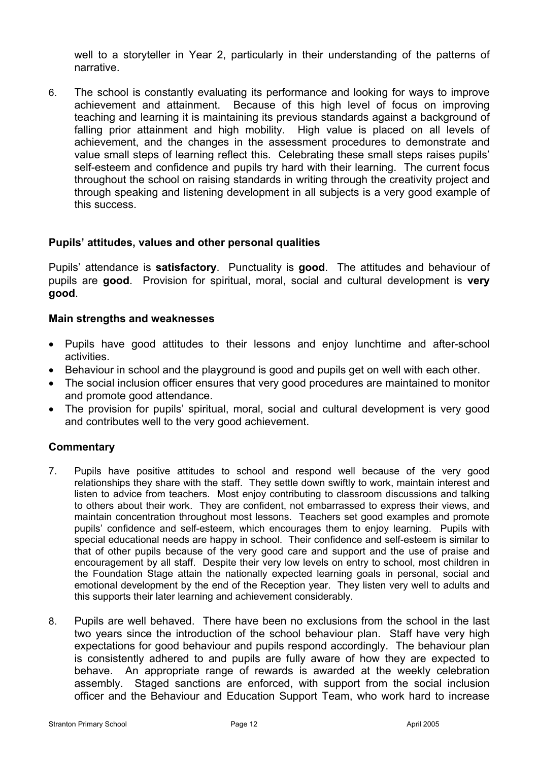well to a storyteller in Year 2, particularly in their understanding of the patterns of narrative.

6. The school is constantly evaluating its performance and looking for ways to improve achievement and attainment. Because of this high level of focus on improving teaching and learning it is maintaining its previous standards against a background of falling prior attainment and high mobility. High value is placed on all levels of achievement, and the changes in the assessment procedures to demonstrate and value small steps of learning reflect this. Celebrating these small steps raises pupils' self-esteem and confidence and pupils try hard with their learning. The current focus throughout the school on raising standards in writing through the creativity project and through speaking and listening development in all subjects is a very good example of this success.

### Pupils' attitudes, values and other personal qualities

Pupils' attendance is **satisfactory**. Punctuality is **good**. The attitudes and behaviour of pupils are **good**. Provision for spiritual, moral, social and cultural development is **very good**.

#### Main strengths and weaknesses

- Pupils have good attitudes to their lessons and enjoy lunchtime and after-school activities.
- Behaviour in school and the playground is good and pupils get on well with each other.
- The social inclusion officer ensures that very good procedures are maintained to monitor and promote good attendance.
- The provision for pupils' spiritual, moral, social and cultural development is very good and contributes well to the very good achievement.

#### Commentary

7. Pupils have positive attitudes to school and respond well because of the very good relationships they share with the staff. They settle down swiftly to work, maintain interest and listen to advice from teachers. Most enjoy contributing to classroom discussions and talking to others about their work. They are confident, not embarrassed to express their views, and maintain concentration throughout most lessons. Teachers set good examples and promote pupils' confidence and self-esteem, which encourages them to enjoy learning. Pupils with special educational needs are happy in school. Their confidence and self-esteem is similar to that of other pupils because of the very good care and support and the use of praise and encouragement by all staff. Despite their very low levels on entry to school, most children in the Foundation Stage attain the nationally expected learning goals in personal, social and emotional development by the end of the Reception year. They listen very well to adults and this supports their later learning and achievement considerably.

8. Pupils are well behaved. There have been no exclusions from the school in the last two years since the introduction of the school behaviour plan. Staff have very high expectations for good behaviour and pupils respond accordingly. The behaviour plan is consistently adhered to and pupils are fully aware of how they are expected to behave. An appropriate range of rewards is awarded at the weekly celebration assembly. Staged sanctions are enforced, with support from the social inclusion officer and the Behaviour and Education Support Team, who work hard to increase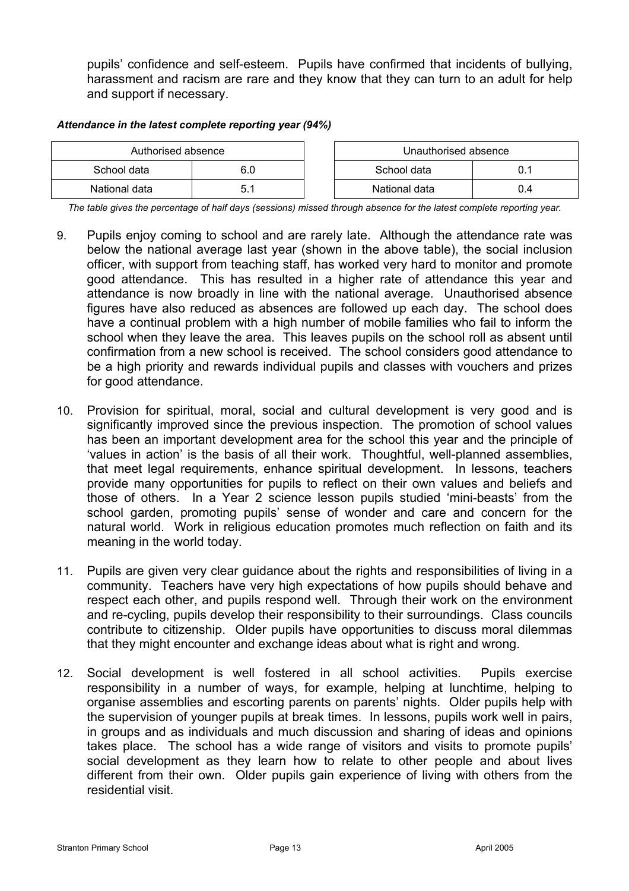pupils' confidence and self-esteem. Pupils have confirmed that incidents of bullying, harassment and racism are rare and they know that they can turn to an adult for help and support if necessary.

***Attendance in the latest complete reporting year (94%)***

| Authorised absence | |
|---|---|
| School data | 6.0 |
| National data | 5.1 |

| Unauthorised absence | |
|---|---|
| School data | 0.1 |
| National data | 0.4 |

*The table gives the percentage of half days (sessions) missed through absence for the latest complete reporting year.*

9. Pupils enjoy coming to school and are rarely late. Although the attendance rate was below the national average last year (shown in the above table), the social inclusion officer, with support from teaching staff, has worked very hard to monitor and promote good attendance. This has resulted in a higher rate of attendance this year and attendance is now broadly in line with the national average. Unauthorised absence figures have also reduced as absences are followed up each day. The school does have a continual problem with a high number of mobile families who fail to inform the school when they leave the area. This leaves pupils on the school roll as absent until confirmation from a new school is received. The school considers good attendance to be a high priority and rewards individual pupils and classes with vouchers and prizes for good attendance.

10. Provision for spiritual, moral, social and cultural development is very good and is significantly improved since the previous inspection. The promotion of school values has been an important development area for the school this year and the principle of 'values in action' is the basis of all their work. Thoughtful, well-planned assemblies, that meet legal requirements, enhance spiritual development. In lessons, teachers provide many opportunities for pupils to reflect on their own values and beliefs and those of others. In a Year 2 science lesson pupils studied 'mini-beasts' from the school garden, promoting pupils' sense of wonder and care and concern for the natural world. Work in religious education promotes much reflection on faith and its meaning in the world today.

11. Pupils are given very clear guidance about the rights and responsibilities of living in a community. Teachers have very high expectations of how pupils should behave and respect each other, and pupils respond well. Through their work on the environment and re-cycling, pupils develop their responsibility to their surroundings. Class councils contribute to citizenship. Older pupils have opportunities to discuss moral dilemmas that they might encounter and exchange ideas about what is right and wrong.

12. Social development is well fostered in all school activities. Pupils exercise responsibility in a number of ways, for example, helping at lunchtime, helping to organise assemblies and escorting parents on parents' nights. Older pupils help with the supervision of younger pupils at break times. In lessons, pupils work well in pairs, in groups and as individuals and much discussion and sharing of ideas and opinions takes place. The school has a wide range of visitors and visits to promote pupils' social development as they learn how to relate to other people and about lives different from their own. Older pupils gain experience of living with others from the residential visit.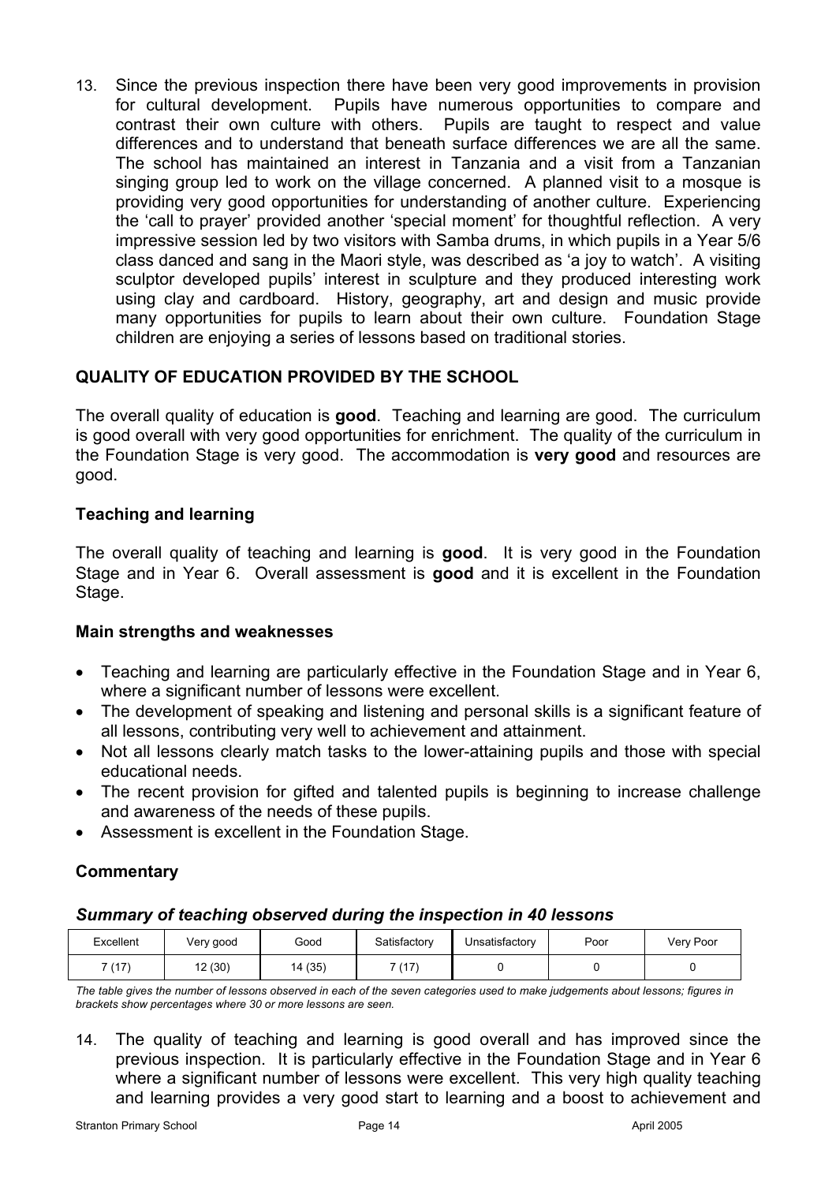13. Since the previous inspection there have been very good improvements in provision for cultural development. Pupils have numerous opportunities to compare and contrast their own culture with others. Pupils are taught to respect and value differences and to understand that beneath surface differences we are all the same. The school has maintained an interest in Tanzania and a visit from a Tanzanian singing group led to work on the village concerned. A planned visit to a mosque is providing very good opportunities for understanding of another culture. Experiencing the 'call to prayer' provided another 'special moment' for thoughtful reflection. A very impressive session led by two visitors with Samba drums, in which pupils in a Year 5/6 class danced and sang in the Maori style, was described as 'a joy to watch'. A visiting sculptor developed pupils' interest in sculpture and they produced interesting work using clay and cardboard. History, geography, art and design and music provide many opportunities for pupils to learn about their own culture. Foundation Stage children are enjoying a series of lessons based on traditional stories.

## QUALITY OF EDUCATION PROVIDED BY THE SCHOOL

The overall quality of education is **good**. Teaching and learning are good. The curriculum is good overall with very good opportunities for enrichment. The quality of the curriculum in the Foundation Stage is very good. The accommodation is **very good** and resources are good.

### Teaching and learning

The overall quality of teaching and learning is **good**. It is very good in the Foundation Stage and in Year 6. Overall assessment is **good** and it is excellent in the Foundation Stage.

### Main strengths and weaknesses

- Teaching and learning are particularly effective in the Foundation Stage and in Year 6, where a significant number of lessons were excellent.
- The development of speaking and listening and personal skills is a significant feature of all lessons, contributing very well to achievement and attainment.
- Not all lessons clearly match tasks to the lower-attaining pupils and those with special educational needs.
- The recent provision for gifted and talented pupils is beginning to increase challenge and awareness of the needs of these pupils.
- Assessment is excellent in the Foundation Stage.

### Commentary

***Summary of teaching observed during the inspection in 40 lessons***

| Excellent | Very good | Good | Satisfactory | Unsatisfactory | Poor | Very Poor |
|---|---|---|---|---|---|---|
| 7 (17) | 12 (30) | 14 (35) | 7 (17) | 0 | 0 | 0 |

*The table gives the number of lessons observed in each of the seven categories used to make judgements about lessons; figures in brackets show percentages where 30 or more lessons are seen.*

14. The quality of teaching and learning is good overall and has improved since the previous inspection. It is particularly effective in the Foundation Stage and in Year 6 where a significant number of lessons were excellent. This very high quality teaching and learning provides a very good start to learning and a boost to achievement and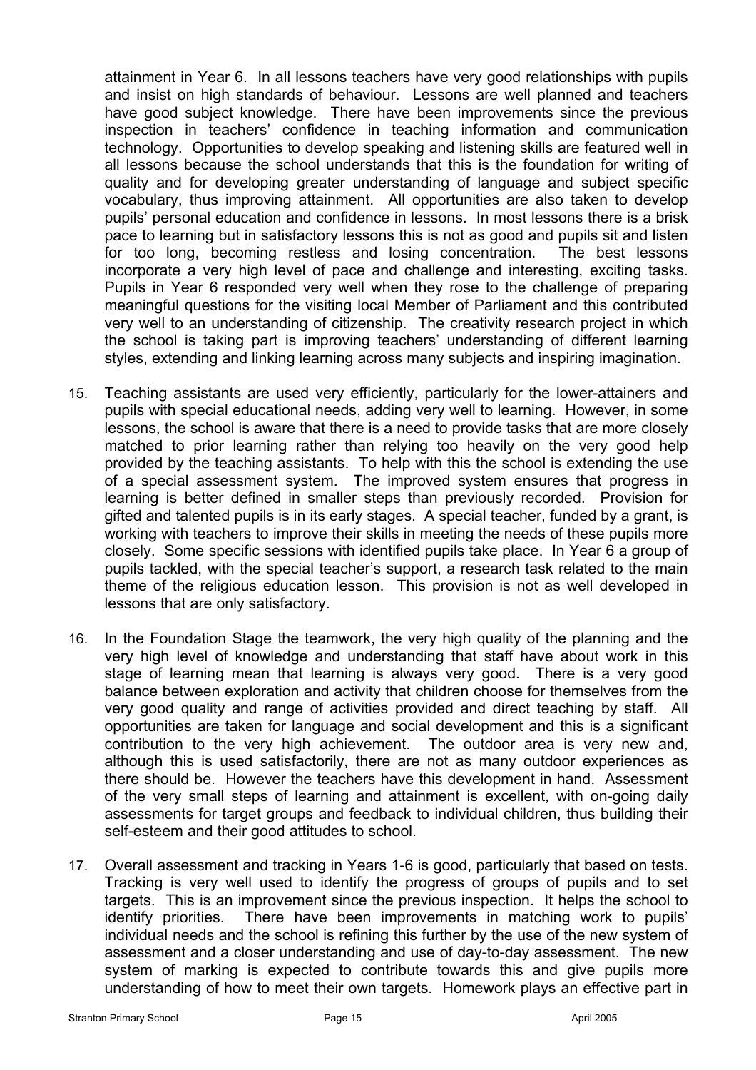attainment in Year 6. In all lessons teachers have very good relationships with pupils and insist on high standards of behaviour. Lessons are well planned and teachers have good subject knowledge. There have been improvements since the previous inspection in teachers' confidence in teaching information and communication technology. Opportunities to develop speaking and listening skills are featured well in all lessons because the school understands that this is the foundation for writing of quality and for developing greater understanding of language and subject specific vocabulary, thus improving attainment. All opportunities are also taken to develop pupils' personal education and confidence in lessons. In most lessons there is a brisk pace to learning but in satisfactory lessons this is not as good and pupils sit and listen for too long, becoming restless and losing concentration. The best lessons incorporate a very high level of pace and challenge and interesting, exciting tasks. Pupils in Year 6 responded very well when they rose to the challenge of preparing meaningful questions for the visiting local Member of Parliament and this contributed very well to an understanding of citizenship. The creativity research project in which the school is taking part is improving teachers' understanding of different learning styles, extending and linking learning across many subjects and inspiring imagination.

15. Teaching assistants are used very efficiently, particularly for the lower-attainers and pupils with special educational needs, adding very well to learning. However, in some lessons, the school is aware that there is a need to provide tasks that are more closely matched to prior learning rather than relying too heavily on the very good help provided by the teaching assistants. To help with this the school is extending the use of a special assessment system. The improved system ensures that progress in learning is better defined in smaller steps than previously recorded. Provision for gifted and talented pupils is in its early stages. A special teacher, funded by a grant, is working with teachers to improve their skills in meeting the needs of these pupils more closely. Some specific sessions with identified pupils take place. In Year 6 a group of pupils tackled, with the special teacher's support, a research task related to the main theme of the religious education lesson. This provision is not as well developed in lessons that are only satisfactory.

16. In the Foundation Stage the teamwork, the very high quality of the planning and the very high level of knowledge and understanding that staff have about work in this stage of learning mean that learning is always very good. There is a very good balance between exploration and activity that children choose for themselves from the very good quality and range of activities provided and direct teaching by staff. All opportunities are taken for language and social development and this is a significant contribution to the very high achievement. The outdoor area is very new and, although this is used satisfactorily, there are not as many outdoor experiences as there should be. However the teachers have this development in hand. Assessment of the very small steps of learning and attainment is excellent, with on-going daily assessments for target groups and feedback to individual children, thus building their self-esteem and their good attitudes to school.

17. Overall assessment and tracking in Years 1-6 is good, particularly that based on tests. Tracking is very well used to identify the progress of groups of pupils and to set targets. This is an improvement since the previous inspection. It helps the school to identify priorities. There have been improvements in matching work to pupils' individual needs and the school is refining this further by the use of the new system of assessment and a closer understanding and use of day-to-day assessment. The new system of marking is expected to contribute towards this and give pupils more understanding of how to meet their own targets. Homework plays an effective part in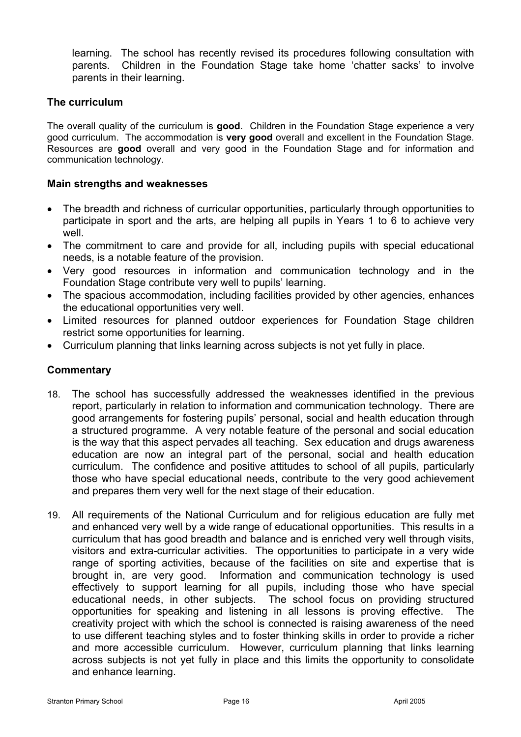learning. The school has recently revised its procedures following consultation with parents. Children in the Foundation Stage take home 'chatter sacks' to involve parents in their learning.

### The curriculum

The overall quality of the curriculum is **good**. Children in the Foundation Stage experience a very good curriculum. The accommodation is **very good** overall and excellent in the Foundation Stage. Resources are **good** overall and very good in the Foundation Stage and for information and communication technology.

### Main strengths and weaknesses

- The breadth and richness of curricular opportunities, particularly through opportunities to participate in sport and the arts, are helping all pupils in Years 1 to 6 to achieve very well.
- The commitment to care and provide for all, including pupils with special educational needs, is a notable feature of the provision.
- Very good resources in information and communication technology and in the Foundation Stage contribute very well to pupils' learning.
- The spacious accommodation, including facilities provided by other agencies, enhances the educational opportunities very well.
- Limited resources for planned outdoor experiences for Foundation Stage children restrict some opportunities for learning.
- Curriculum planning that links learning across subjects is not yet fully in place.

### Commentary

18. The school has successfully addressed the weaknesses identified in the previous report, particularly in relation to information and communication technology. There are good arrangements for fostering pupils' personal, social and health education through a structured programme. A very notable feature of the personal and social education is the way that this aspect pervades all teaching. Sex education and drugs awareness education are now an integral part of the personal, social and health education curriculum. The confidence and positive attitudes to school of all pupils, particularly those who have special educational needs, contribute to the very good achievement and prepares them very well for the next stage of their education.

19. All requirements of the National Curriculum and for religious education are fully met and enhanced very well by a wide range of educational opportunities. This results in a curriculum that has good breadth and balance and is enriched very well through visits, visitors and extra-curricular activities. The opportunities to participate in a very wide range of sporting activities, because of the facilities on site and expertise that is brought in, are very good. Information and communication technology is used effectively to support learning for all pupils, including those who have special educational needs, in other subjects. The school focus on providing structured opportunities for speaking and listening in all lessons is proving effective. The creativity project with which the school is connected is raising awareness of the need to use different teaching styles and to foster thinking skills in order to provide a richer and more accessible curriculum. However, curriculum planning that links learning across subjects is not yet fully in place and this limits the opportunity to consolidate and enhance learning.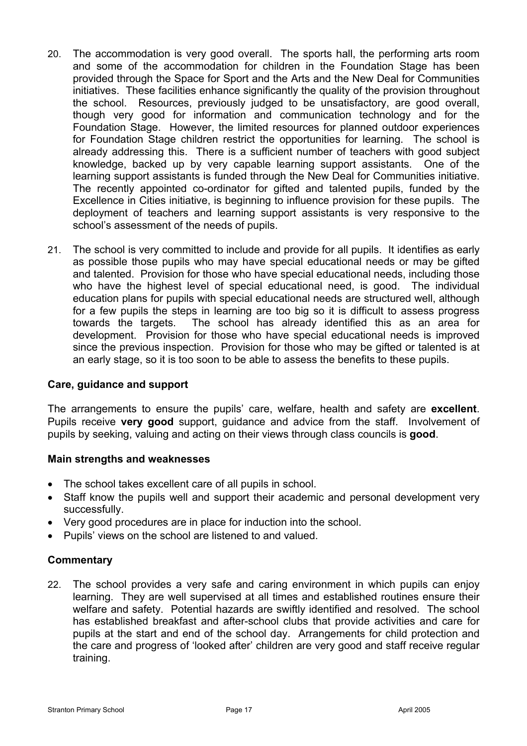20. The accommodation is very good overall. The sports hall, the performing arts room and some of the accommodation for children in the Foundation Stage has been provided through the Space for Sport and the Arts and the New Deal for Communities initiatives. These facilities enhance significantly the quality of the provision throughout the school. Resources, previously judged to be unsatisfactory, are good overall, though very good for information and communication technology and for the Foundation Stage. However, the limited resources for planned outdoor experiences for Foundation Stage children restrict the opportunities for learning. The school is already addressing this. There is a sufficient number of teachers with good subject knowledge, backed up by very capable learning support assistants. One of the learning support assistants is funded through the New Deal for Communities initiative. The recently appointed co-ordinator for gifted and talented pupils, funded by the Excellence in Cities initiative, is beginning to influence provision for these pupils. The deployment of teachers and learning support assistants is very responsive to the school's assessment of the needs of pupils.

21. The school is very committed to include and provide for all pupils. It identifies as early as possible those pupils who may have special educational needs or may be gifted and talented. Provision for those who have special educational needs, including those who have the highest level of special educational need, is good. The individual education plans for pupils with special educational needs are structured well, although for a few pupils the steps in learning are too big so it is difficult to assess progress towards the targets. The school has already identified this as an area for development. Provision for those who have special educational needs is improved since the previous inspection. Provision for those who may be gifted or talented is at an early stage, so it is too soon to be able to assess the benefits to these pupils.

### Care, guidance and support

The arrangements to ensure the pupils' care, welfare, health and safety are **excellent**. Pupils receive **very good** support, guidance and advice from the staff. Involvement of pupils by seeking, valuing and acting on their views through class councils is **good**.

### Main strengths and weaknesses

- The school takes excellent care of all pupils in school.
- Staff know the pupils well and support their academic and personal development very successfully.
- Very good procedures are in place for induction into the school.
- Pupils' views on the school are listened to and valued.

### Commentary

22. The school provides a very safe and caring environment in which pupils can enjoy learning. They are well supervised at all times and established routines ensure their welfare and safety. Potential hazards are swiftly identified and resolved. The school has established breakfast and after-school clubs that provide activities and care for pupils at the start and end of the school day. Arrangements for child protection and the care and progress of 'looked after' children are very good and staff receive regular training.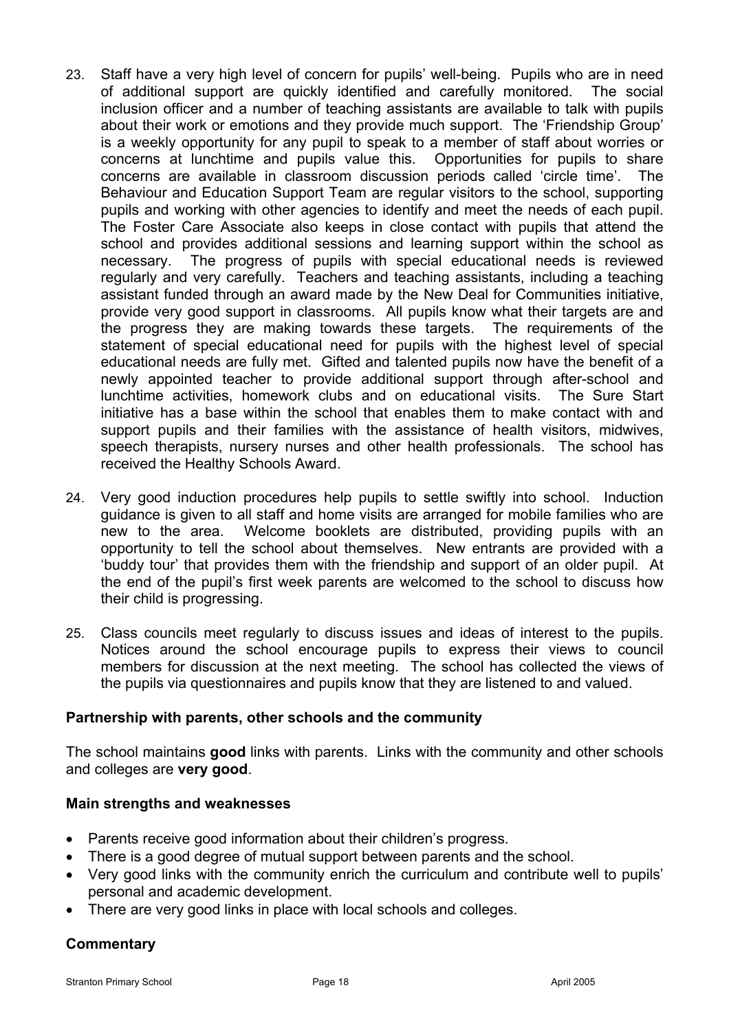23. Staff have a very high level of concern for pupils' well-being. Pupils who are in need of additional support are quickly identified and carefully monitored. The social inclusion officer and a number of teaching assistants are available to talk with pupils about their work or emotions and they provide much support. The 'Friendship Group' is a weekly opportunity for any pupil to speak to a member of staff about worries or concerns at lunchtime and pupils value this. Opportunities for pupils to share concerns are available in classroom discussion periods called 'circle time'. The Behaviour and Education Support Team are regular visitors to the school, supporting pupils and working with other agencies to identify and meet the needs of each pupil. The Foster Care Associate also keeps in close contact with pupils that attend the school and provides additional sessions and learning support within the school as necessary. The progress of pupils with special educational needs is reviewed regularly and very carefully. Teachers and teaching assistants, including a teaching assistant funded through an award made by the New Deal for Communities initiative, provide very good support in classrooms. All pupils know what their targets are and the progress they are making towards these targets. The requirements of the statement of special educational need for pupils with the highest level of special educational needs are fully met. Gifted and talented pupils now have the benefit of a newly appointed teacher to provide additional support through after-school and lunchtime activities, homework clubs and on educational visits. The Sure Start initiative has a base within the school that enables them to make contact with and support pupils and their families with the assistance of health visitors, midwives, speech therapists, nursery nurses and other health professionals. The school has received the Healthy Schools Award.

24. Very good induction procedures help pupils to settle swiftly into school. Induction guidance is given to all staff and home visits are arranged for mobile families who are new to the area. Welcome booklets are distributed, providing pupils with an opportunity to tell the school about themselves. New entrants are provided with a 'buddy tour' that provides them with the friendship and support of an older pupil. At the end of the pupil's first week parents are welcomed to the school to discuss how their child is progressing.

25. Class councils meet regularly to discuss issues and ideas of interest to the pupils. Notices around the school encourage pupils to express their views to council members for discussion at the next meeting. The school has collected the views of the pupils via questionnaires and pupils know that they are listened to and valued.

### Partnership with parents, other schools and the community

The school maintains **good** links with parents. Links with the community and other schools and colleges are **very good**.

### Main strengths and weaknesses

- Parents receive good information about their children's progress.
- There is a good degree of mutual support between parents and the school.
- Very good links with the community enrich the curriculum and contribute well to pupils' personal and academic development.
- There are very good links in place with local schools and colleges.

### Commentary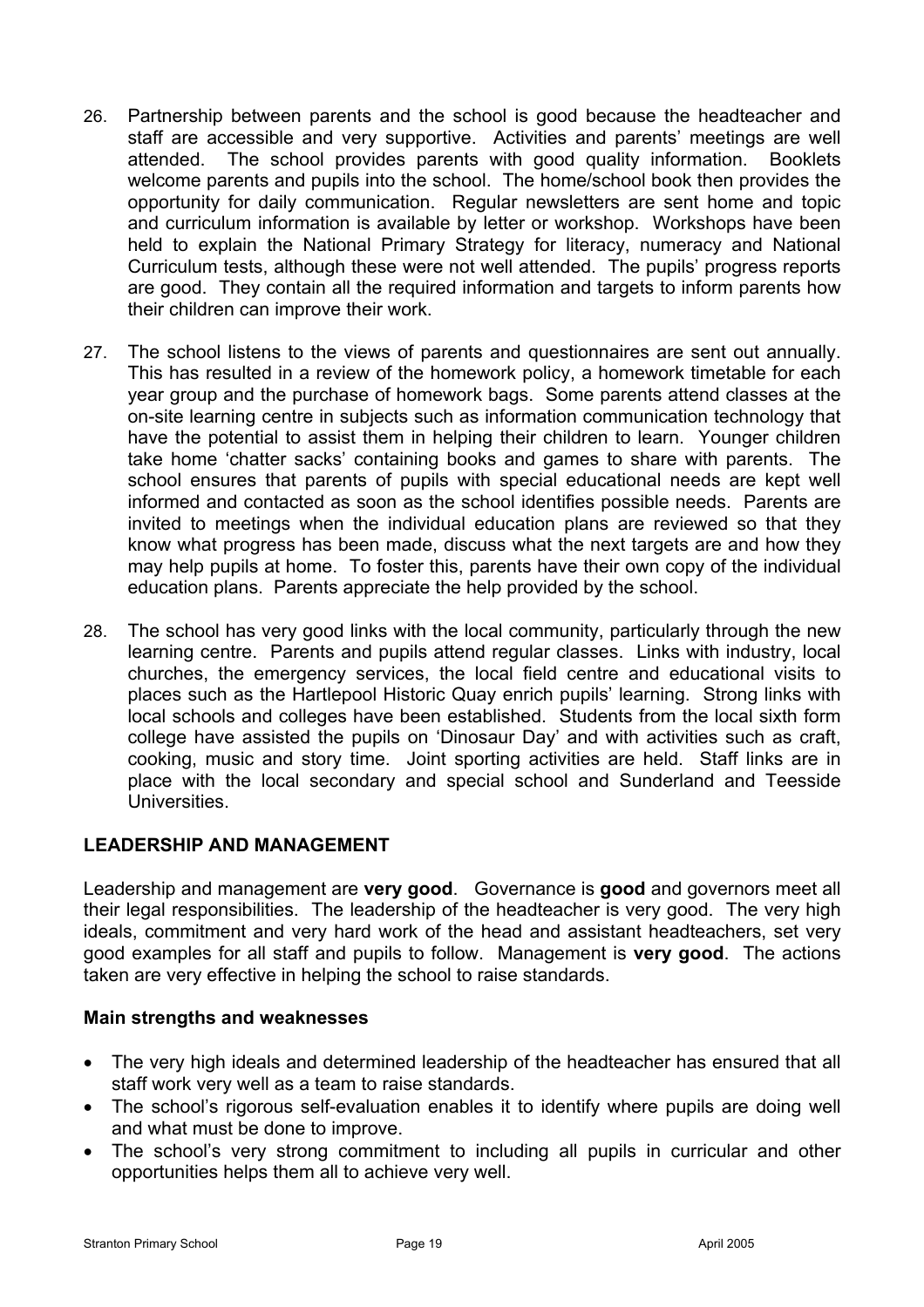26. Partnership between parents and the school is good because the headteacher and staff are accessible and very supportive. Activities and parents' meetings are well attended. The school provides parents with good quality information. Booklets welcome parents and pupils into the school. The home/school book then provides the opportunity for daily communication. Regular newsletters are sent home and topic and curriculum information is available by letter or workshop. Workshops have been held to explain the National Primary Strategy for literacy, numeracy and National Curriculum tests, although these were not well attended. The pupils' progress reports are good. They contain all the required information and targets to inform parents how their children can improve their work.

27. The school listens to the views of parents and questionnaires are sent out annually. This has resulted in a review of the homework policy, a homework timetable for each year group and the purchase of homework bags. Some parents attend classes at the on-site learning centre in subjects such as information communication technology that have the potential to assist them in helping their children to learn. Younger children take home 'chatter sacks' containing books and games to share with parents. The school ensures that parents of pupils with special educational needs are kept well informed and contacted as soon as the school identifies possible needs. Parents are invited to meetings when the individual education plans are reviewed so that they know what progress has been made, discuss what the next targets are and how they may help pupils at home. To foster this, parents have their own copy of the individual education plans. Parents appreciate the help provided by the school.

28. The school has very good links with the local community, particularly through the new learning centre. Parents and pupils attend regular classes. Links with industry, local churches, the emergency services, the local field centre and educational visits to places such as the Hartlepool Historic Quay enrich pupils' learning. Strong links with local schools and colleges have been established. Students from the local sixth form college have assisted the pupils on 'Dinosaur Day' and with activities such as craft, cooking, music and story time. Joint sporting activities are held. Staff links are in place with the local secondary and special school and Sunderland and Teesside Universities.

## LEADERSHIP AND MANAGEMENT

Leadership and management are **very good**. Governance is **good** and governors meet all their legal responsibilities. The leadership of the headteacher is very good. The very high ideals, commitment and very hard work of the head and assistant headteachers, set very good examples for all staff and pupils to follow. Management is **very good**. The actions taken are very effective in helping the school to raise standards.

### Main strengths and weaknesses

- The very high ideals and determined leadership of the headteacher has ensured that all staff work very well as a team to raise standards.
- The school's rigorous self-evaluation enables it to identify where pupils are doing well and what must be done to improve.
- The school's very strong commitment to including all pupils in curricular and other opportunities helps them all to achieve very well.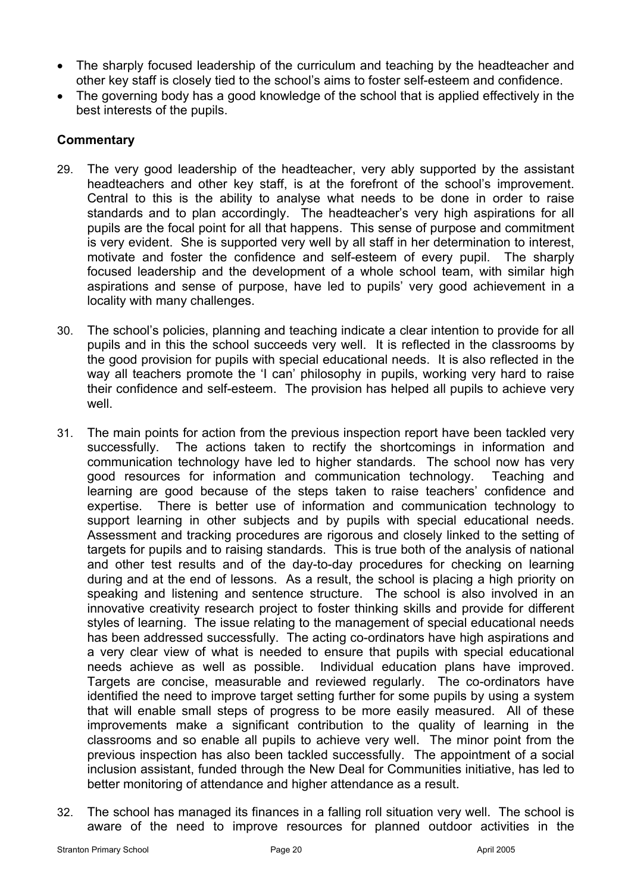- The sharply focused leadership of the curriculum and teaching by the headteacher and other key staff is closely tied to the school's aims to foster self-esteem and confidence.
- The governing body has a good knowledge of the school that is applied effectively in the best interests of the pupils.

### Commentary

29. The very good leadership of the headteacher, very ably supported by the assistant headteachers and other key staff, is at the forefront of the school's improvement. Central to this is the ability to analyse what needs to be done in order to raise standards and to plan accordingly. The headteacher's very high aspirations for all pupils are the focal point for all that happens. This sense of purpose and commitment is very evident. She is supported very well by all staff in her determination to interest, motivate and foster the confidence and self-esteem of every pupil. The sharply focused leadership and the development of a whole school team, with similar high aspirations and sense of purpose, have led to pupils' very good achievement in a locality with many challenges.

30. The school's policies, planning and teaching indicate a clear intention to provide for all pupils and in this the school succeeds very well. It is reflected in the classrooms by the good provision for pupils with special educational needs. It is also reflected in the way all teachers promote the 'I can' philosophy in pupils, working very hard to raise their confidence and self-esteem. The provision has helped all pupils to achieve very well.

31. The main points for action from the previous inspection report have been tackled very successfully. The actions taken to rectify the shortcomings in information and communication technology have led to higher standards. The school now has very good resources for information and communication technology. Teaching and learning are good because of the steps taken to raise teachers' confidence and expertise. There is better use of information and communication technology to support learning in other subjects and by pupils with special educational needs. Assessment and tracking procedures are rigorous and closely linked to the setting of targets for pupils and to raising standards. This is true both of the analysis of national and other test results and of the day-to-day procedures for checking on learning during and at the end of lessons. As a result, the school is placing a high priority on speaking and listening and sentence structure. The school is also involved in an innovative creativity research project to foster thinking skills and provide for different styles of learning. The issue relating to the management of special educational needs has been addressed successfully. The acting co-ordinators have high aspirations and a very clear view of what is needed to ensure that pupils with special educational needs achieve as well as possible. Individual education plans have improved. Targets are concise, measurable and reviewed regularly. The co-ordinators have identified the need to improve target setting further for some pupils by using a system that will enable small steps of progress to be more easily measured. All of these improvements make a significant contribution to the quality of learning in the classrooms and so enable all pupils to achieve very well. The minor point from the previous inspection has also been tackled successfully. The appointment of a social inclusion assistant, funded through the New Deal for Communities initiative, has led to better monitoring of attendance and higher attendance as a result.

32. The school has managed its finances in a falling roll situation very well. The school is aware of the need to improve resources for planned outdoor activities in the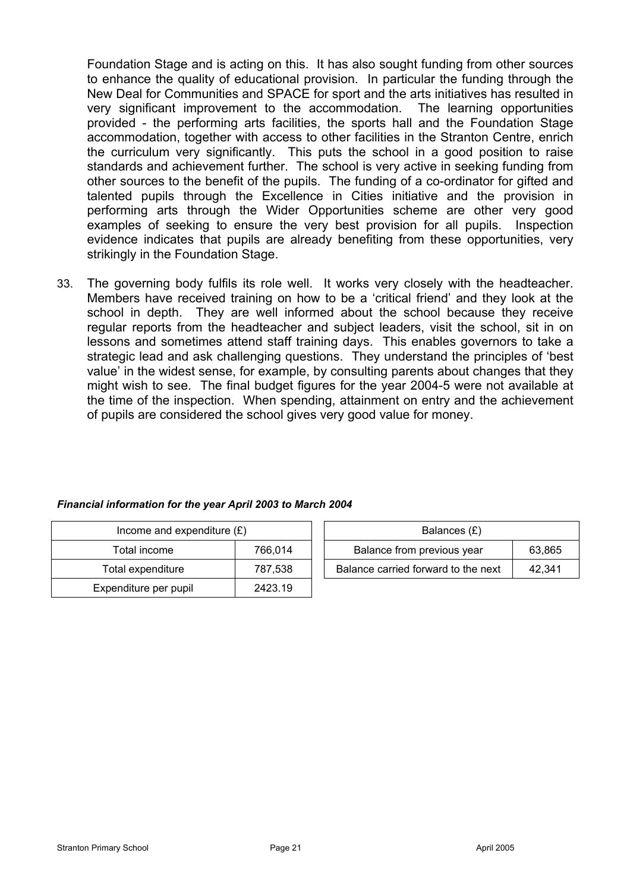Foundation Stage and is acting on this. It has also sought funding from other sources to enhance the quality of educational provision. In particular the funding through the New Deal for Communities and SPACE for sport and the arts initiatives has resulted in very significant improvement to the accommodation. The learning opportunities provided - the performing arts facilities, the sports hall and the Foundation Stage accommodation, together with access to other facilities in the Stranton Centre, enrich the curriculum very significantly. This puts the school in a good position to raise standards and achievement further. The school is very active in seeking funding from other sources to the benefit of the pupils. The funding of a co-ordinator for gifted and talented pupils through the Excellence in Cities initiative and the provision in performing arts through the Wider Opportunities scheme are other very good examples of seeking to ensure the very best provision for all pupils. Inspection evidence indicates that pupils are already benefiting from these opportunities, very strikingly in the Foundation Stage.

33. The governing body fulfils its role well. It works very closely with the headteacher. Members have received training on how to be a 'critical friend' and they look at the school in depth. They are well informed about the school because they receive regular reports from the headteacher and subject leaders, visit the school, sit in on lessons and sometimes attend staff training days. This enables governors to take a strategic lead and ask challenging questions. They understand the principles of 'best value' in the widest sense, for example, by consulting parents about changes that they might wish to see. The final budget figures for the year 2004-5 were not available at the time of the inspection. When spending, attainment on entry and the achievement of pupils are considered the school gives very good value for money.

***Financial information for the year April 2003 to March 2004***

| Income and expenditure (£) | |
|---|---|
| Total income | 766,014 |
| Total expenditure | 787,538 |
| Expenditure per pupil | 2423.19 |

| Balances (£) | |
|---|---|
| Balance from previous year | 63,865 |
| Balance carried forward to the next | 42,341 |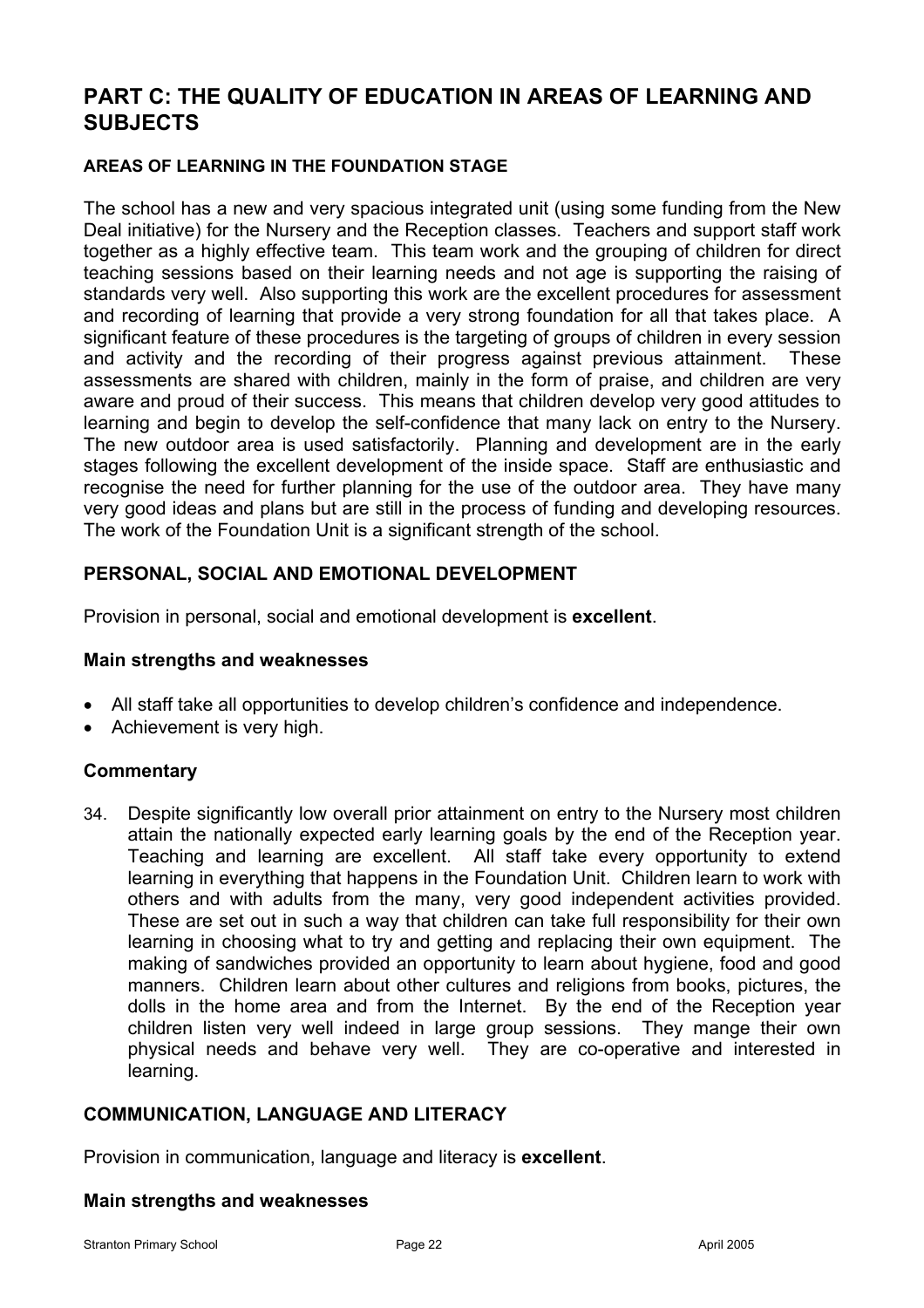## PART C: THE QUALITY OF EDUCATION IN AREAS OF LEARNING AND SUBJECTS

#### AREAS OF LEARNING IN THE FOUNDATION STAGE

The school has a new and very spacious integrated unit (using some funding from the New Deal initiative) for the Nursery and the Reception classes. Teachers and support staff work together as a highly effective team. This team work and the grouping of children for direct teaching sessions based on their learning needs and not age is supporting the raising of standards very well. Also supporting this work are the excellent procedures for assessment and recording of learning that provide a very strong foundation for all that takes place. A significant feature of these procedures is the targeting of groups of children in every session and activity and the recording of their progress against previous attainment. These assessments are shared with children, mainly in the form of praise, and children are very aware and proud of their success. This means that children develop very good attitudes to learning and begin to develop the self-confidence that many lack on entry to the Nursery. The new outdoor area is used satisfactorily. Planning and development are in the early stages following the excellent development of the inside space. Staff are enthusiastic and recognise the need for further planning for the use of the outdoor area. They have many very good ideas and plans but are still in the process of funding and developing resources. The work of the Foundation Unit is a significant strength of the school.

### PERSONAL, SOCIAL AND EMOTIONAL DEVELOPMENT

Provision in personal, social and emotional development is **excellent**.

#### Main strengths and weaknesses

- All staff take all opportunities to develop children's confidence and independence.
- Achievement is very high.

#### Commentary

34. Despite significantly low overall prior attainment on entry to the Nursery most children attain the nationally expected early learning goals by the end of the Reception year. Teaching and learning are excellent. All staff take every opportunity to extend learning in everything that happens in the Foundation Unit. Children learn to work with others and with adults from the many, very good independent activities provided. These are set out in such a way that children can take full responsibility for their own learning in choosing what to try and getting and replacing their own equipment. The making of sandwiches provided an opportunity to learn about hygiene, food and good manners. Children learn about other cultures and religions from books, pictures, the dolls in the home area and from the Internet. By the end of the Reception year children listen very well indeed in large group sessions. They mange their own physical needs and behave very well. They are co-operative and interested in learning.

### COMMUNICATION, LANGUAGE AND LITERACY

Provision in communication, language and literacy is **excellent**.

#### Main strengths and weaknesses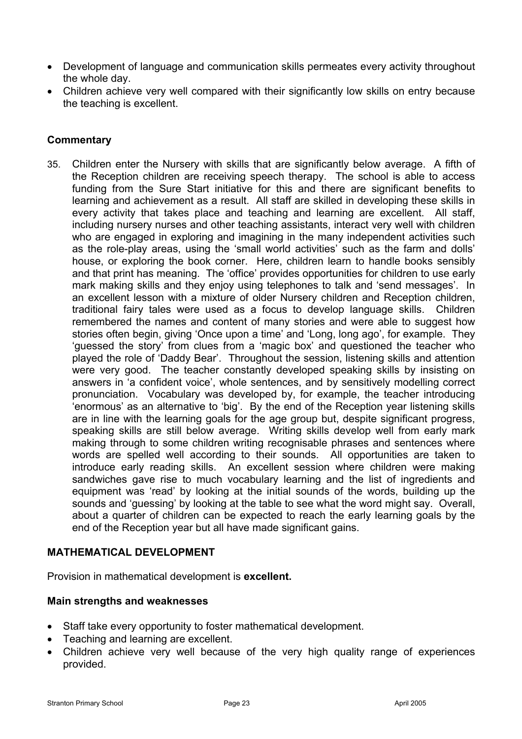- Development of language and communication skills permeates every activity throughout the whole day.
- Children achieve very well compared with their significantly low skills on entry because the teaching is excellent.

### Commentary

35. Children enter the Nursery with skills that are significantly below average. A fifth of the Reception children are receiving speech therapy. The school is able to access funding from the Sure Start initiative for this and there are significant benefits to learning and achievement as a result. All staff are skilled in developing these skills in every activity that takes place and teaching and learning are excellent. All staff, including nursery nurses and other teaching assistants, interact very well with children who are engaged in exploring and imagining in the many independent activities such as the role-play areas, using the 'small world activities' such as the farm and dolls' house, or exploring the book corner. Here, children learn to handle books sensibly and that print has meaning. The 'office' provides opportunities for children to use early mark making skills and they enjoy using telephones to talk and 'send messages'. In an excellent lesson with a mixture of older Nursery children and Reception children, traditional fairy tales were used as a focus to develop language skills. Children remembered the names and content of many stories and were able to suggest how stories often begin, giving 'Once upon a time' and 'Long, long ago', for example. They 'guessed the story' from clues from a 'magic box' and questioned the teacher who played the role of 'Daddy Bear'. Throughout the session, listening skills and attention were very good. The teacher constantly developed speaking skills by insisting on answers in 'a confident voice', whole sentences, and by sensitively modelling correct pronunciation. Vocabulary was developed by, for example, the teacher introducing 'enormous' as an alternative to 'big'. By the end of the Reception year listening skills are in line with the learning goals for the age group but, despite significant progress, speaking skills are still below average. Writing skills develop well from early mark making through to some children writing recognisable phrases and sentences where words are spelled well according to their sounds. All opportunities are taken to introduce early reading skills. An excellent session where children were making sandwiches gave rise to much vocabulary learning and the list of ingredients and equipment was 'read' by looking at the initial sounds of the words, building up the sounds and 'guessing' by looking at the table to see what the word might say. Overall, about a quarter of children can be expected to reach the early learning goals by the end of the Reception year but all have made significant gains.

## MATHEMATICAL DEVELOPMENT

Provision in mathematical development is **excellent.**

### Main strengths and weaknesses

- Staff take every opportunity to foster mathematical development.
- Teaching and learning are excellent.
- Children achieve very well because of the very high quality range of experiences provided.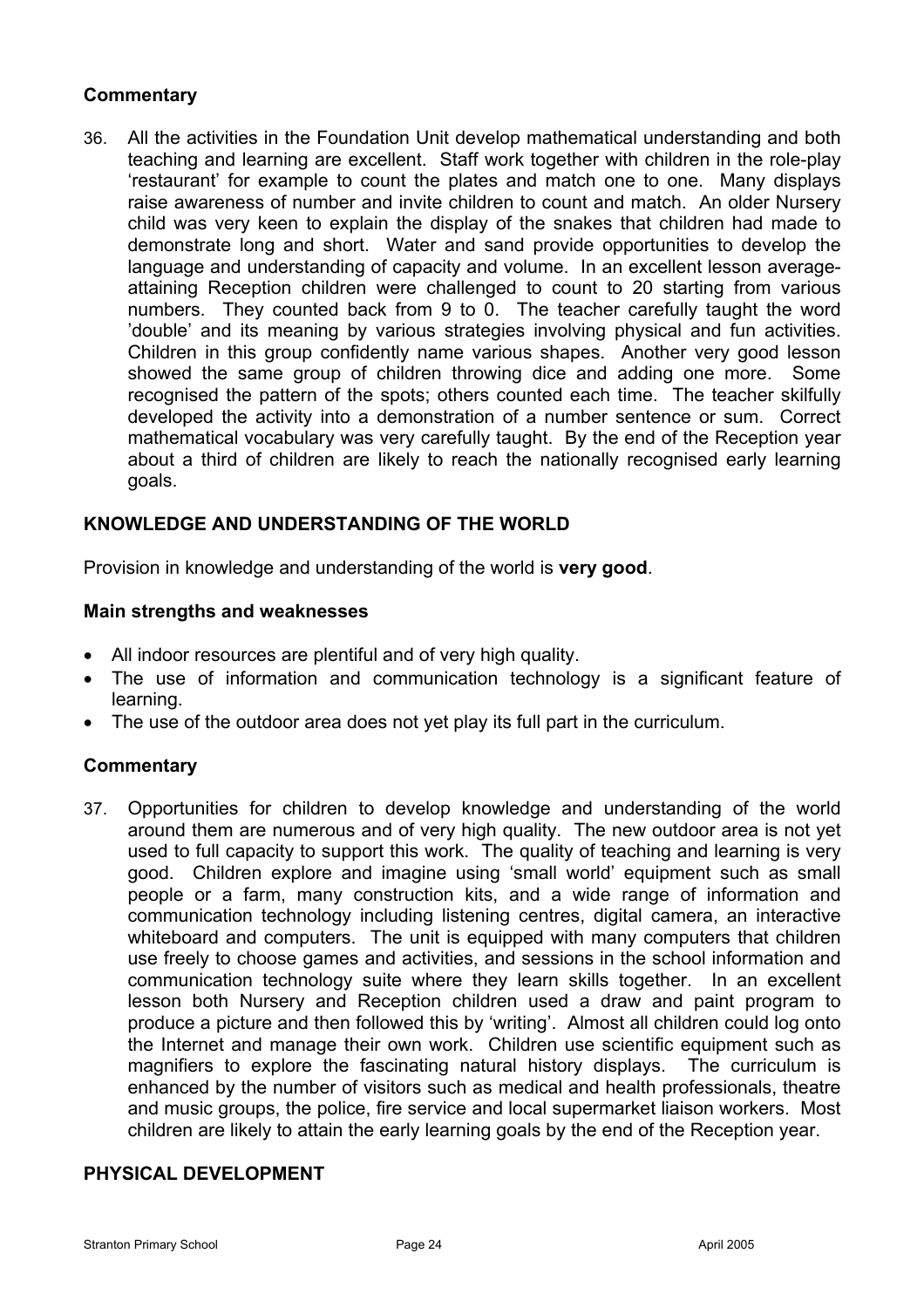### Commentary

36. All the activities in the Foundation Unit develop mathematical understanding and both teaching and learning are excellent. Staff work together with children in the role-play 'restaurant' for example to count the plates and match one to one. Many displays raise awareness of number and invite children to count and match. An older Nursery child was very keen to explain the display of the snakes that children had made to demonstrate long and short. Water and sand provide opportunities to develop the language and understanding of capacity and volume. In an excellent lesson average-attaining Reception children were challenged to count to 20 starting from various numbers. They counted back from 9 to 0. The teacher carefully taught the word 'double' and its meaning by various strategies involving physical and fun activities. Children in this group confidently name various shapes. Another very good lesson showed the same group of children throwing dice and adding one more. Some recognised the pattern of the spots; others counted each time. The teacher skilfully developed the activity into a demonstration of a number sentence or sum. Correct mathematical vocabulary was very carefully taught. By the end of the Reception year about a third of children are likely to reach the nationally recognised early learning goals.

## KNOWLEDGE AND UNDERSTANDING OF THE WORLD

Provision in knowledge and understanding of the world is **very good**.

### Main strengths and weaknesses

- All indoor resources are plentiful and of very high quality.
- The use of information and communication technology is a significant feature of learning.
- The use of the outdoor area does not yet play its full part in the curriculum.

### Commentary

37. Opportunities for children to develop knowledge and understanding of the world around them are numerous and of very high quality. The new outdoor area is not yet used to full capacity to support this work. The quality of teaching and learning is very good. Children explore and imagine using 'small world' equipment such as small people or a farm, many construction kits, and a wide range of information and communication technology including listening centres, digital camera, an interactive whiteboard and computers. The unit is equipped with many computers that children use freely to choose games and activities, and sessions in the school information and communication technology suite where they learn skills together. In an excellent lesson both Nursery and Reception children used a draw and paint program to produce a picture and then followed this by 'writing'. Almost all children could log onto the Internet and manage their own work. Children use scientific equipment such as magnifiers to explore the fascinating natural history displays. The curriculum is enhanced by the number of visitors such as medical and health professionals, theatre and music groups, the police, fire service and local supermarket liaison workers. Most children are likely to attain the early learning goals by the end of the Reception year.

## PHYSICAL DEVELOPMENT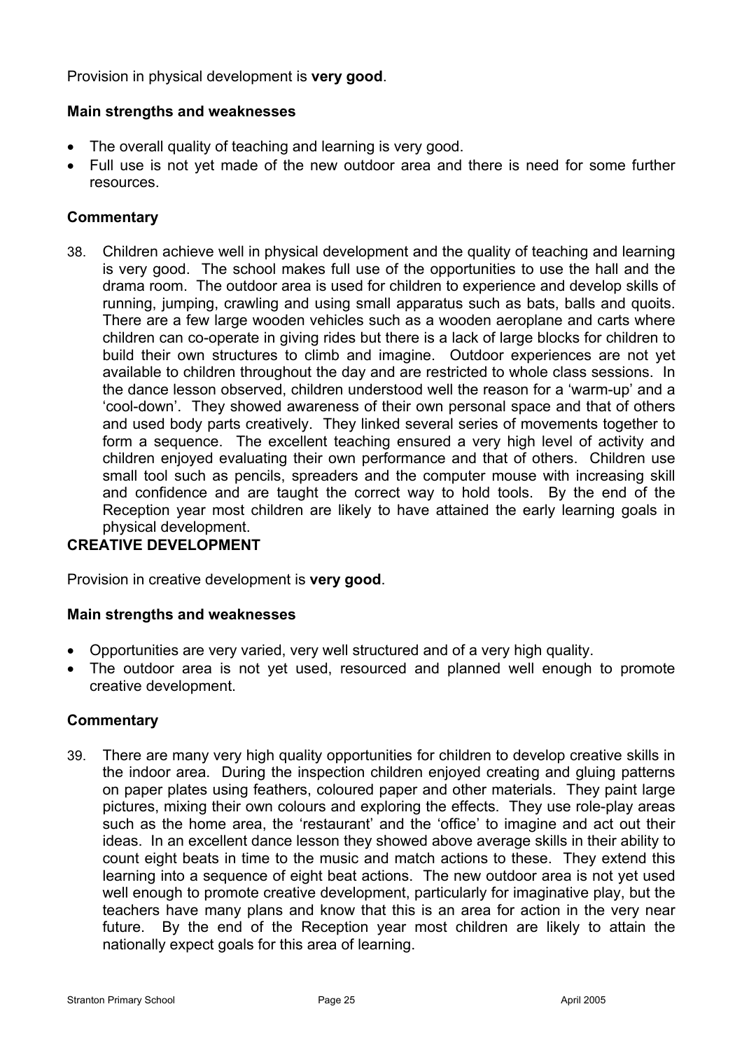Provision in physical development is **very good**.

### Main strengths and weaknesses

- The overall quality of teaching and learning is very good.
- Full use is not yet made of the new outdoor area and there is need for some further resources.

### Commentary

38. Children achieve well in physical development and the quality of teaching and learning is very good. The school makes full use of the opportunities to use the hall and the drama room. The outdoor area is used for children to experience and develop skills of running, jumping, crawling and using small apparatus such as bats, balls and quoits. There are a few large wooden vehicles such as a wooden aeroplane and carts where children can co-operate in giving rides but there is a lack of large blocks for children to build their own structures to climb and imagine. Outdoor experiences are not yet available to children throughout the day and are restricted to whole class sessions. In the dance lesson observed, children understood well the reason for a 'warm-up' and a 'cool-down'. They showed awareness of their own personal space and that of others and used body parts creatively. They linked several series of movements together to form a sequence. The excellent teaching ensured a very high level of activity and children enjoyed evaluating their own performance and that of others. Children use small tool such as pencils, spreaders and the computer mouse with increasing skill and confidence and are taught the correct way to hold tools. By the end of the Reception year most children are likely to have attained the early learning goals in physical development.

## CREATIVE DEVELOPMENT

Provision in creative development is **very good**.

### Main strengths and weaknesses

- Opportunities are very varied, very well structured and of a very high quality.
- The outdoor area is not yet used, resourced and planned well enough to promote creative development.

### Commentary

39. There are many very high quality opportunities for children to develop creative skills in the indoor area. During the inspection children enjoyed creating and gluing patterns on paper plates using feathers, coloured paper and other materials. They paint large pictures, mixing their own colours and exploring the effects. They use role-play areas such as the home area, the 'restaurant' and the 'office' to imagine and act out their ideas. In an excellent dance lesson they showed above average skills in their ability to count eight beats in time to the music and match actions to these. They extend this learning into a sequence of eight beat actions. The new outdoor area is not yet used well enough to promote creative development, particularly for imaginative play, but the teachers have many plans and know that this is an area for action in the very near future. By the end of the Reception year most children are likely to attain the nationally expect goals for this area of learning.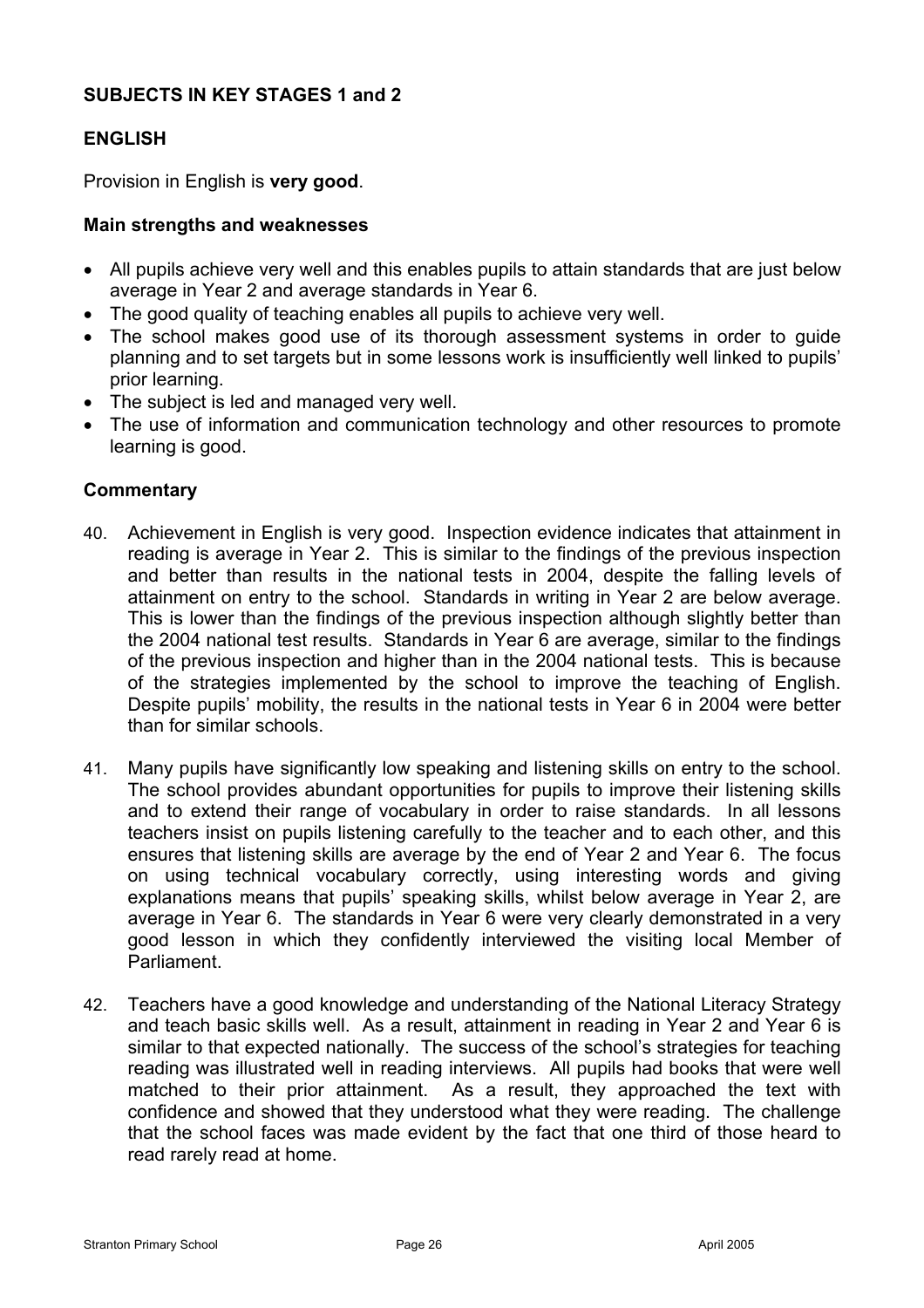## SUBJECTS IN KEY STAGES 1 and 2

### ENGLISH

Provision in English is **very good**.

#### Main strengths and weaknesses

- All pupils achieve very well and this enables pupils to attain standards that are just below average in Year 2 and average standards in Year 6.
- The good quality of teaching enables all pupils to achieve very well.
- The school makes good use of its thorough assessment systems in order to guide planning and to set targets but in some lessons work is insufficiently well linked to pupils' prior learning.
- The subject is led and managed very well.
- The use of information and communication technology and other resources to promote learning is good.

#### Commentary

40. Achievement in English is very good. Inspection evidence indicates that attainment in reading is average in Year 2. This is similar to the findings of the previous inspection and better than results in the national tests in 2004, despite the falling levels of attainment on entry to the school. Standards in writing in Year 2 are below average. This is lower than the findings of the previous inspection although slightly better than the 2004 national test results. Standards in Year 6 are average, similar to the findings of the previous inspection and higher than in the 2004 national tests. This is because of the strategies implemented by the school to improve the teaching of English. Despite pupils' mobility, the results in the national tests in Year 6 in 2004 were better than for similar schools.

41. Many pupils have significantly low speaking and listening skills on entry to the school. The school provides abundant opportunities for pupils to improve their listening skills and to extend their range of vocabulary in order to raise standards. In all lessons teachers insist on pupils listening carefully to the teacher and to each other, and this ensures that listening skills are average by the end of Year 2 and Year 6. The focus on using technical vocabulary correctly, using interesting words and giving explanations means that pupils' speaking skills, whilst below average in Year 2, are average in Year 6. The standards in Year 6 were very clearly demonstrated in a very good lesson in which they confidently interviewed the visiting local Member of Parliament.

42. Teachers have a good knowledge and understanding of the National Literacy Strategy and teach basic skills well. As a result, attainment in reading in Year 2 and Year 6 is similar to that expected nationally. The success of the school's strategies for teaching reading was illustrated well in reading interviews. All pupils had books that were well matched to their prior attainment. As a result, they approached the text with confidence and showed that they understood what they were reading. The challenge that the school faces was made evident by the fact that one third of those heard to read rarely read at home.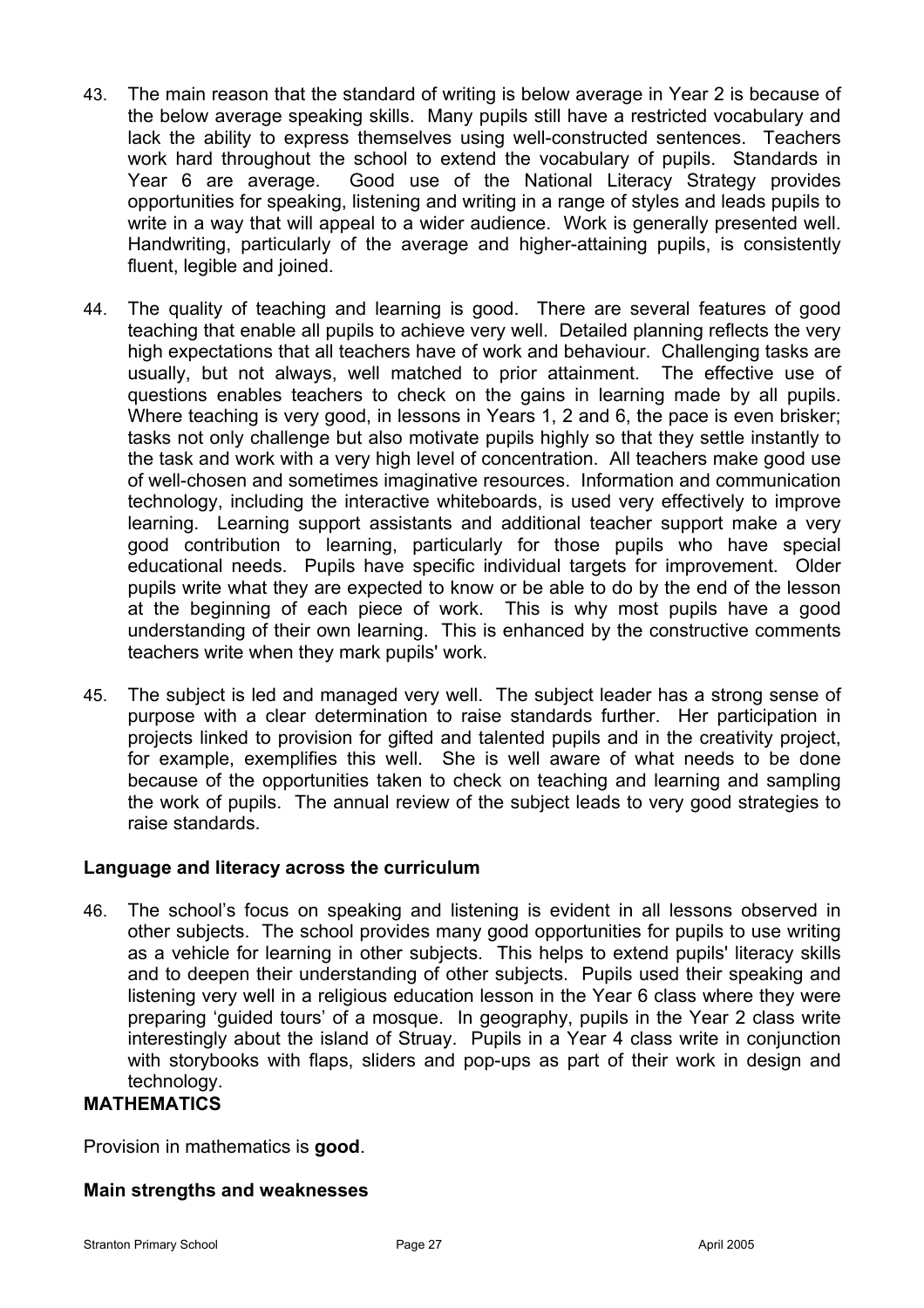43. The main reason that the standard of writing is below average in Year 2 is because of the below average speaking skills. Many pupils still have a restricted vocabulary and lack the ability to express themselves using well-constructed sentences. Teachers work hard throughout the school to extend the vocabulary of pupils. Standards in Year 6 are average. Good use of the National Literacy Strategy provides opportunities for speaking, listening and writing in a range of styles and leads pupils to write in a way that will appeal to a wider audience. Work is generally presented well. Handwriting, particularly of the average and higher-attaining pupils, is consistently fluent, legible and joined.

44. The quality of teaching and learning is good. There are several features of good teaching that enable all pupils to achieve very well. Detailed planning reflects the very high expectations that all teachers have of work and behaviour. Challenging tasks are usually, but not always, well matched to prior attainment. The effective use of questions enables teachers to check on the gains in learning made by all pupils. Where teaching is very good, in lessons in Years 1, 2 and 6, the pace is even brisker; tasks not only challenge but also motivate pupils highly so that they settle instantly to the task and work with a very high level of concentration. All teachers make good use of well-chosen and sometimes imaginative resources. Information and communication technology, including the interactive whiteboards, is used very effectively to improve learning. Learning support assistants and additional teacher support make a very good contribution to learning, particularly for those pupils who have special educational needs. Pupils have specific individual targets for improvement. Older pupils write what they are expected to know or be able to do by the end of the lesson at the beginning of each piece of work. This is why most pupils have a good understanding of their own learning. This is enhanced by the constructive comments teachers write when they mark pupils' work.

45. The subject is led and managed very well. The subject leader has a strong sense of purpose with a clear determination to raise standards further. Her participation in projects linked to provision for gifted and talented pupils and in the creativity project, for example, exemplifies this well. She is well aware of what needs to be done because of the opportunities taken to check on teaching and learning and sampling the work of pupils. The annual review of the subject leads to very good strategies to raise standards.

### Language and literacy across the curriculum

46. The school's focus on speaking and listening is evident in all lessons observed in other subjects. The school provides many good opportunities for pupils to use writing as a vehicle for learning in other subjects. This helps to extend pupils' literacy skills and to deepen their understanding of other subjects. Pupils used their speaking and listening very well in a religious education lesson in the Year 6 class where they were preparing 'guided tours' of a mosque. In geography, pupils in the Year 2 class write interestingly about the island of Struay. Pupils in a Year 4 class write in conjunction with storybooks with flaps, sliders and pop-ups as part of their work in design and technology.

## MATHEMATICS

Provision in mathematics is **good**.

### Main strengths and weaknesses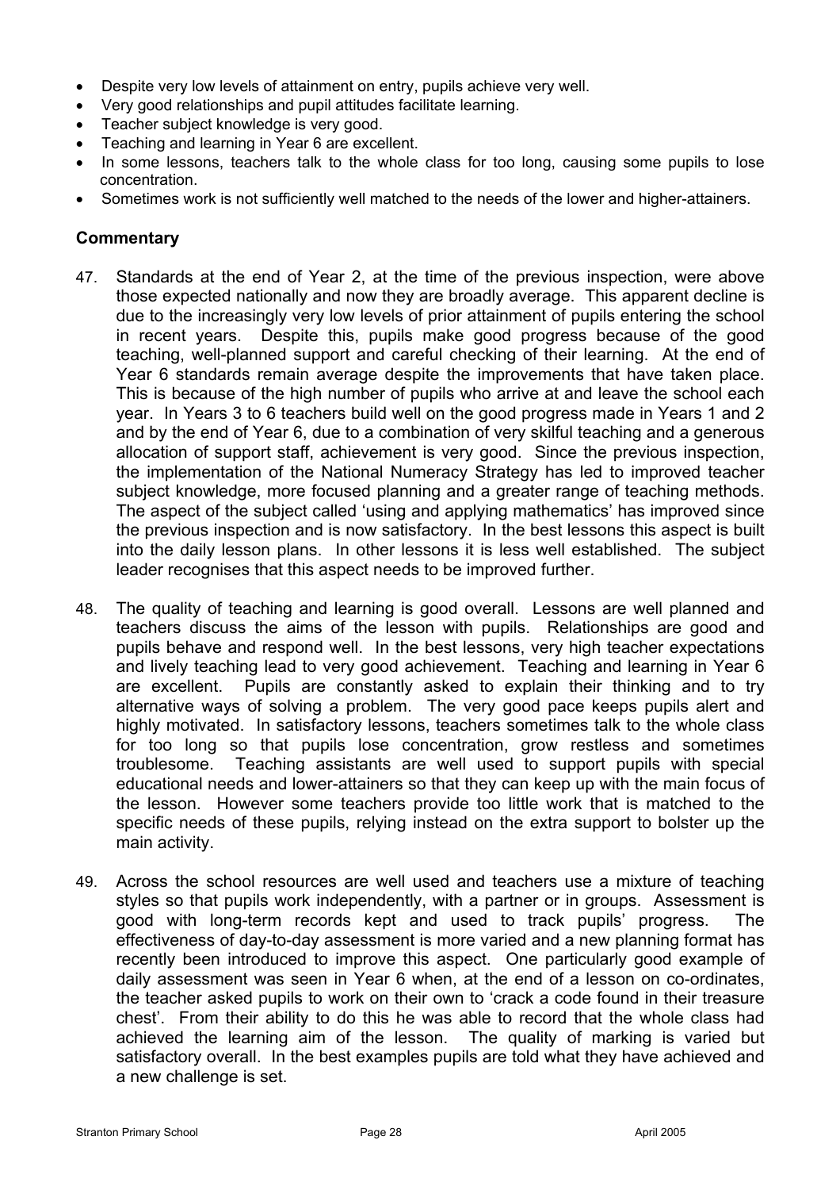- Despite very low levels of attainment on entry, pupils achieve very well.
- Very good relationships and pupil attitudes facilitate learning.
- Teacher subject knowledge is very good.
- Teaching and learning in Year 6 are excellent.
- In some lessons, teachers talk to the whole class for too long, causing some pupils to lose concentration.
- Sometimes work is not sufficiently well matched to the needs of the lower and higher-attainers.

## Commentary

47. Standards at the end of Year 2, at the time of the previous inspection, were above those expected nationally and now they are broadly average. This apparent decline is due to the increasingly very low levels of prior attainment of pupils entering the school in recent years. Despite this, pupils make good progress because of the good teaching, well-planned support and careful checking of their learning. At the end of Year 6 standards remain average despite the improvements that have taken place. This is because of the high number of pupils who arrive at and leave the school each year. In Years 3 to 6 teachers build well on the good progress made in Years 1 and 2 and by the end of Year 6, due to a combination of very skilful teaching and a generous allocation of support staff, achievement is very good. Since the previous inspection, the implementation of the National Numeracy Strategy has led to improved teacher subject knowledge, more focused planning and a greater range of teaching methods. The aspect of the subject called 'using and applying mathematics' has improved since the previous inspection and is now satisfactory. In the best lessons this aspect is built into the daily lesson plans. In other lessons it is less well established. The subject leader recognises that this aspect needs to be improved further.

48. The quality of teaching and learning is good overall. Lessons are well planned and teachers discuss the aims of the lesson with pupils. Relationships are good and pupils behave and respond well. In the best lessons, very high teacher expectations and lively teaching lead to very good achievement. Teaching and learning in Year 6 are excellent. Pupils are constantly asked to explain their thinking and to try alternative ways of solving a problem. The very good pace keeps pupils alert and highly motivated. In satisfactory lessons, teachers sometimes talk to the whole class for too long so that pupils lose concentration, grow restless and sometimes troublesome. Teaching assistants are well used to support pupils with special educational needs and lower-attainers so that they can keep up with the main focus of the lesson. However some teachers provide too little work that is matched to the specific needs of these pupils, relying instead on the extra support to bolster up the main activity.

49. Across the school resources are well used and teachers use a mixture of teaching styles so that pupils work independently, with a partner or in groups. Assessment is good with long-term records kept and used to track pupils' progress. The effectiveness of day-to-day assessment is more varied and a new planning format has recently been introduced to improve this aspect. One particularly good example of daily assessment was seen in Year 6 when, at the end of a lesson on co-ordinates, the teacher asked pupils to work on their own to 'crack a code found in their treasure chest'. From their ability to do this he was able to record that the whole class had achieved the learning aim of the lesson. The quality of marking is varied but satisfactory overall. In the best examples pupils are told what they have achieved and a new challenge is set.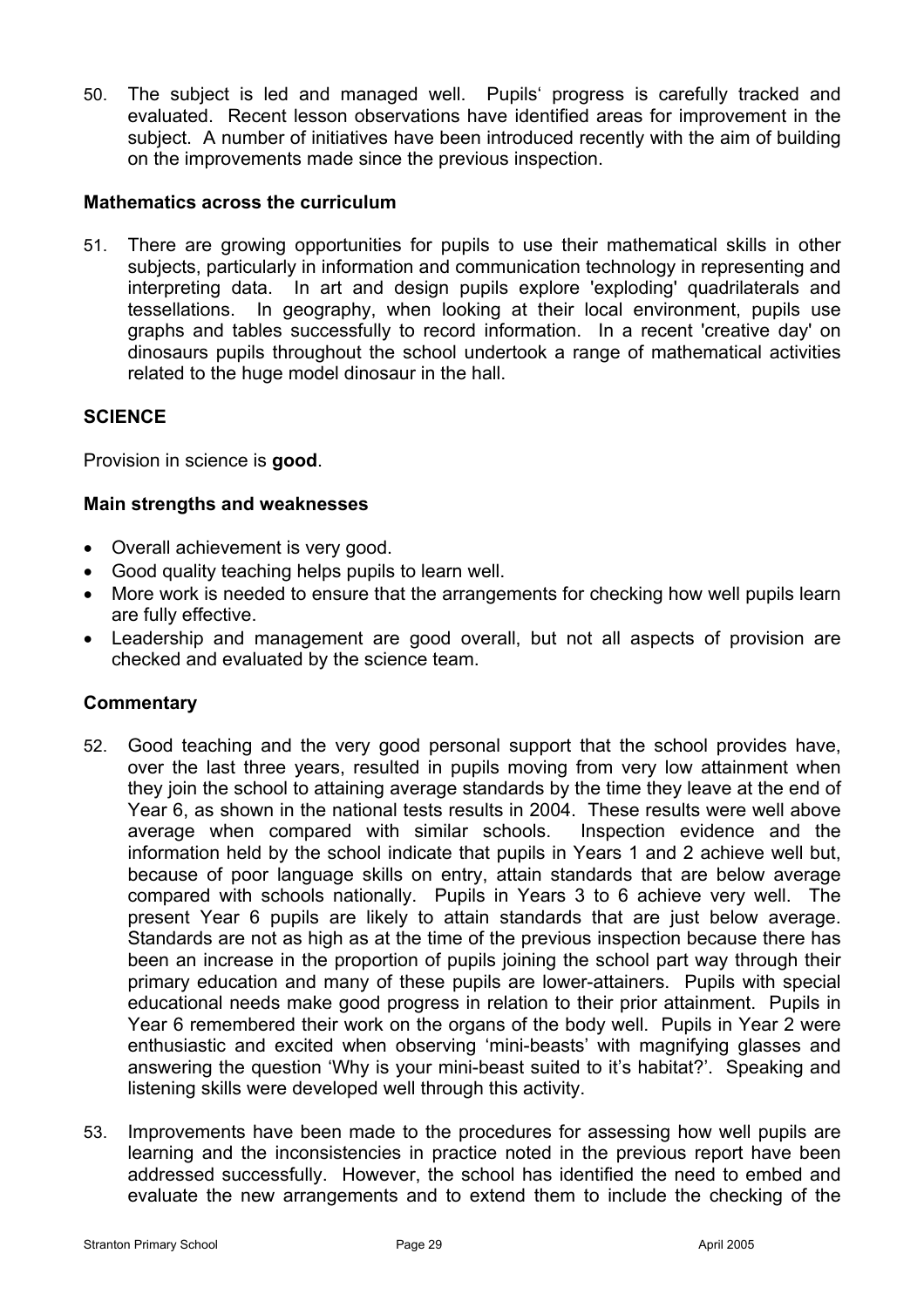50. The subject is led and managed well. Pupils' progress is carefully tracked and evaluated. Recent lesson observations have identified areas for improvement in the subject. A number of initiatives have been introduced recently with the aim of building on the improvements made since the previous inspection.

### Mathematics across the curriculum

51. There are growing opportunities for pupils to use their mathematical skills in other subjects, particularly in information and communication technology in representing and interpreting data. In art and design pupils explore 'exploding' quadrilaterals and tessellations. In geography, when looking at their local environment, pupils use graphs and tables successfully to record information. In a recent 'creative day' on dinosaurs pupils throughout the school undertook a range of mathematical activities related to the huge model dinosaur in the hall.

## SCIENCE

Provision in science is **good**.

### Main strengths and weaknesses

- Overall achievement is very good.
- Good quality teaching helps pupils to learn well.
- More work is needed to ensure that the arrangements for checking how well pupils learn are fully effective.
- Leadership and management are good overall, but not all aspects of provision are checked and evaluated by the science team.

### Commentary

52. Good teaching and the very good personal support that the school provides have, over the last three years, resulted in pupils moving from very low attainment when they join the school to attaining average standards by the time they leave at the end of Year 6, as shown in the national tests results in 2004. These results were well above average when compared with similar schools. Inspection evidence and the information held by the school indicate that pupils in Years 1 and 2 achieve well but, because of poor language skills on entry, attain standards that are below average compared with schools nationally. Pupils in Years 3 to 6 achieve very well. The present Year 6 pupils are likely to attain standards that are just below average. Standards are not as high as at the time of the previous inspection because there has been an increase in the proportion of pupils joining the school part way through their primary education and many of these pupils are lower-attainers. Pupils with special educational needs make good progress in relation to their prior attainment. Pupils in Year 6 remembered their work on the organs of the body well. Pupils in Year 2 were enthusiastic and excited when observing 'mini-beasts' with magnifying glasses and answering the question 'Why is your mini-beast suited to it's habitat?'. Speaking and listening skills were developed well through this activity.

53. Improvements have been made to the procedures for assessing how well pupils are learning and the inconsistencies in practice noted in the previous report have been addressed successfully. However, the school has identified the need to embed and evaluate the new arrangements and to extend them to include the checking of the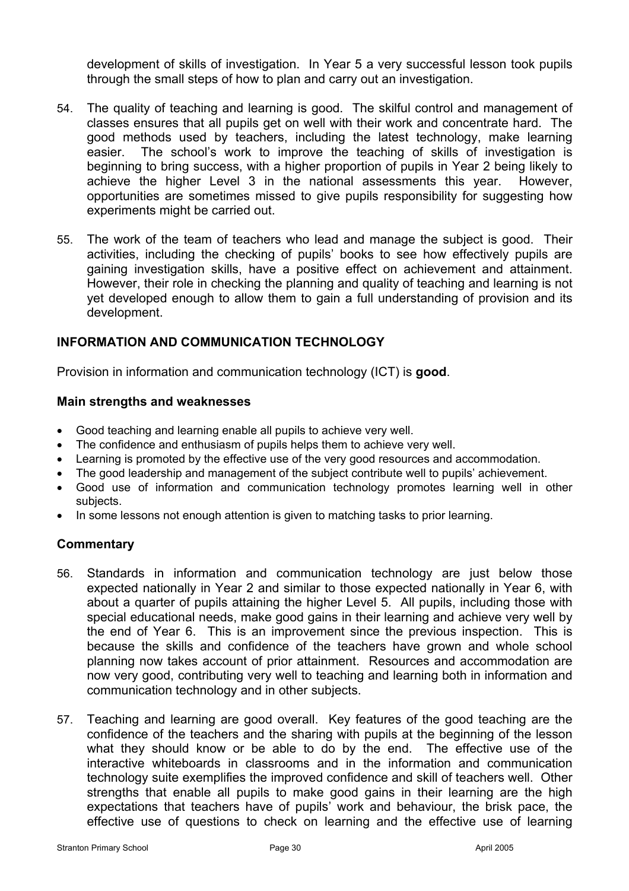development of skills of investigation. In Year 5 a very successful lesson took pupils through the small steps of how to plan and carry out an investigation.

54. The quality of teaching and learning is good. The skilful control and management of classes ensures that all pupils get on well with their work and concentrate hard. The good methods used by teachers, including the latest technology, make learning easier. The school's work to improve the teaching of skills of investigation is beginning to bring success, with a higher proportion of pupils in Year 2 being likely to achieve the higher Level 3 in the national assessments this year. However, opportunities are sometimes missed to give pupils responsibility for suggesting how experiments might be carried out.

55. The work of the team of teachers who lead and manage the subject is good. Their activities, including the checking of pupils' books to see how effectively pupils are gaining investigation skills, have a positive effect on achievement and attainment. However, their role in checking the planning and quality of teaching and learning is not yet developed enough to allow them to gain a full understanding of provision and its development.

## INFORMATION AND COMMUNICATION TECHNOLOGY

Provision in information and communication technology (ICT) is **good**.

### Main strengths and weaknesses

- Good teaching and learning enable all pupils to achieve very well.
- The confidence and enthusiasm of pupils helps them to achieve very well.
- Learning is promoted by the effective use of the very good resources and accommodation.
- The good leadership and management of the subject contribute well to pupils' achievement.
- Good use of information and communication technology promotes learning well in other subjects.
- In some lessons not enough attention is given to matching tasks to prior learning.

### Commentary

56. Standards in information and communication technology are just below those expected nationally in Year 2 and similar to those expected nationally in Year 6, with about a quarter of pupils attaining the higher Level 5. All pupils, including those with special educational needs, make good gains in their learning and achieve very well by the end of Year 6. This is an improvement since the previous inspection. This is because the skills and confidence of the teachers have grown and whole school planning now takes account of prior attainment. Resources and accommodation are now very good, contributing very well to teaching and learning both in information and communication technology and in other subjects.

57. Teaching and learning are good overall. Key features of the good teaching are the confidence of the teachers and the sharing with pupils at the beginning of the lesson what they should know or be able to do by the end. The effective use of the interactive whiteboards in classrooms and in the information and communication technology suite exemplifies the improved confidence and skill of teachers well. Other strengths that enable all pupils to make good gains in their learning are the high expectations that teachers have of pupils' work and behaviour, the brisk pace, the effective use of questions to check on learning and the effective use of learning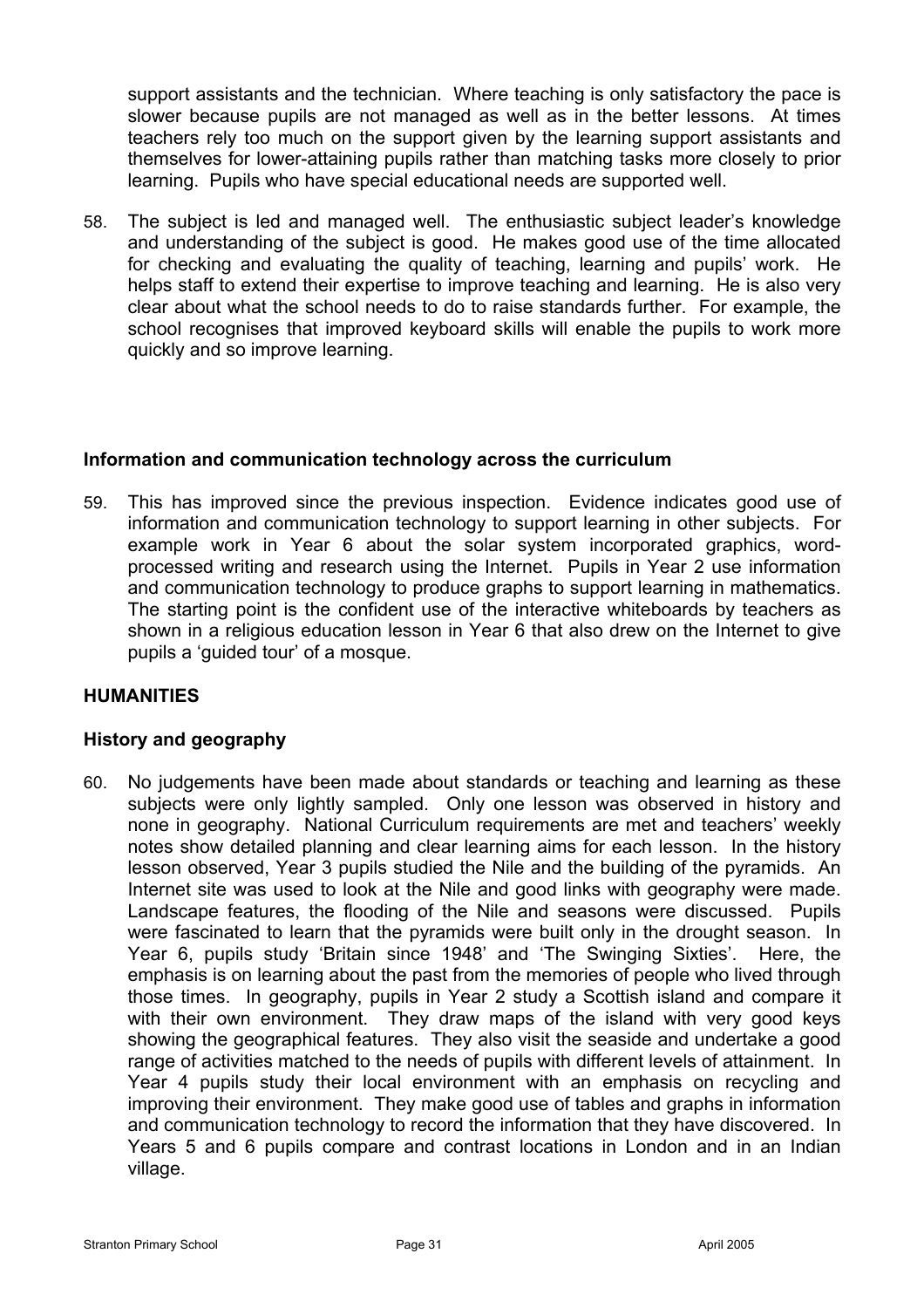support assistants and the technician. Where teaching is only satisfactory the pace is slower because pupils are not managed as well as in the better lessons. At times teachers rely too much on the support given by the learning support assistants and themselves for lower-attaining pupils rather than matching tasks more closely to prior learning. Pupils who have special educational needs are supported well.

58. The subject is led and managed well. The enthusiastic subject leader's knowledge and understanding of the subject is good. He makes good use of the time allocated for checking and evaluating the quality of teaching, learning and pupils' work. He helps staff to extend their expertise to improve teaching and learning. He is also very clear about what the school needs to do to raise standards further. For example, the school recognises that improved keyboard skills will enable the pupils to work more quickly and so improve learning.

### Information and communication technology across the curriculum

59. This has improved since the previous inspection. Evidence indicates good use of information and communication technology to support learning in other subjects. For example work in Year 6 about the solar system incorporated graphics, word-processed writing and research using the Internet. Pupils in Year 2 use information and communication technology to produce graphs to support learning in mathematics. The starting point is the confident use of the interactive whiteboards by teachers as shown in a religious education lesson in Year 6 that also drew on the Internet to give pupils a 'guided tour' of a mosque.

## HUMANITIES

### History and geography

60. No judgements have been made about standards or teaching and learning as these subjects were only lightly sampled. Only one lesson was observed in history and none in geography. National Curriculum requirements are met and teachers' weekly notes show detailed planning and clear learning aims for each lesson. In the history lesson observed, Year 3 pupils studied the Nile and the building of the pyramids. An Internet site was used to look at the Nile and good links with geography were made. Landscape features, the flooding of the Nile and seasons were discussed. Pupils were fascinated to learn that the pyramids were built only in the drought season. In Year 6, pupils study 'Britain since 1948' and 'The Swinging Sixties'. Here, the emphasis is on learning about the past from the memories of people who lived through those times. In geography, pupils in Year 2 study a Scottish island and compare it with their own environment. They draw maps of the island with very good keys showing the geographical features. They also visit the seaside and undertake a good range of activities matched to the needs of pupils with different levels of attainment. In Year 4 pupils study their local environment with an emphasis on recycling and improving their environment. They make good use of tables and graphs in information and communication technology to record the information that they have discovered. In Years 5 and 6 pupils compare and contrast locations in London and in an Indian village.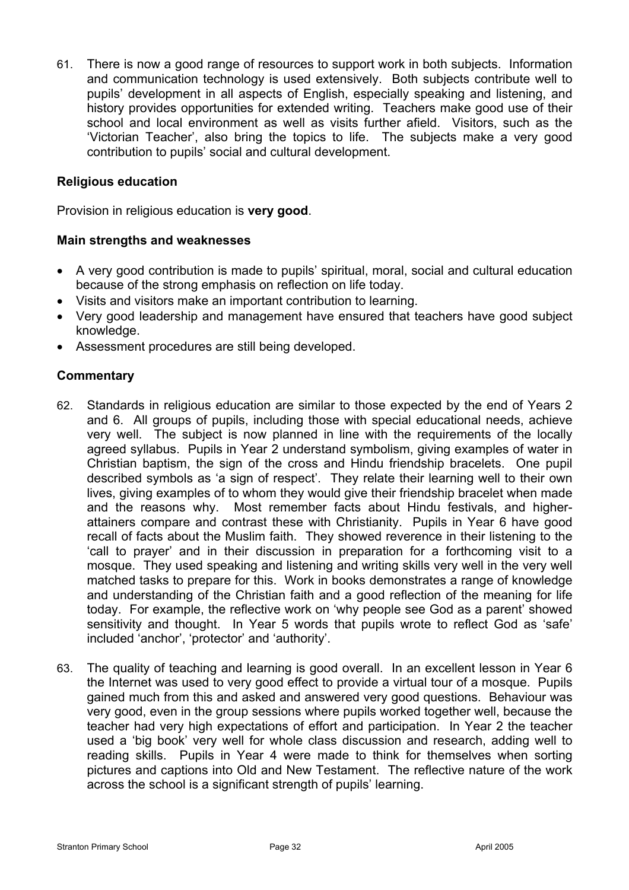61. There is now a good range of resources to support work in both subjects. Information and communication technology is used extensively. Both subjects contribute well to pupils' development in all aspects of English, especially speaking and listening, and history provides opportunities for extended writing. Teachers make good use of their school and local environment as well as visits further afield. Visitors, such as the 'Victorian Teacher', also bring the topics to life. The subjects make a very good contribution to pupils' social and cultural development.

### Religious education

Provision in religious education is **very good**.

### Main strengths and weaknesses

- A very good contribution is made to pupils' spiritual, moral, social and cultural education because of the strong emphasis on reflection on life today.
- Visits and visitors make an important contribution to learning.
- Very good leadership and management have ensured that teachers have good subject knowledge.
- Assessment procedures are still being developed.

### Commentary

62. Standards in religious education are similar to those expected by the end of Years 2 and 6. All groups of pupils, including those with special educational needs, achieve very well. The subject is now planned in line with the requirements of the locally agreed syllabus. Pupils in Year 2 understand symbolism, giving examples of water in Christian baptism, the sign of the cross and Hindu friendship bracelets. One pupil described symbols as 'a sign of respect'. They relate their learning well to their own lives, giving examples of to whom they would give their friendship bracelet when made and the reasons why. Most remember facts about Hindu festivals, and higher-attainers compare and contrast these with Christianity. Pupils in Year 6 have good recall of facts about the Muslim faith. They showed reverence in their listening to the 'call to prayer' and in their discussion in preparation for a forthcoming visit to a mosque. They used speaking and listening and writing skills very well in the very well matched tasks to prepare for this. Work in books demonstrates a range of knowledge and understanding of the Christian faith and a good reflection of the meaning for life today. For example, the reflective work on 'why people see God as a parent' showed sensitivity and thought. In Year 5 words that pupils wrote to reflect God as 'safe' included 'anchor', 'protector' and 'authority'.

63. The quality of teaching and learning is good overall. In an excellent lesson in Year 6 the Internet was used to very good effect to provide a virtual tour of a mosque. Pupils gained much from this and asked and answered very good questions. Behaviour was very good, even in the group sessions where pupils worked together well, because the teacher had very high expectations of effort and participation. In Year 2 the teacher used a 'big book' very well for whole class discussion and research, adding well to reading skills. Pupils in Year 4 were made to think for themselves when sorting pictures and captions into Old and New Testament. The reflective nature of the work across the school is a significant strength of pupils' learning.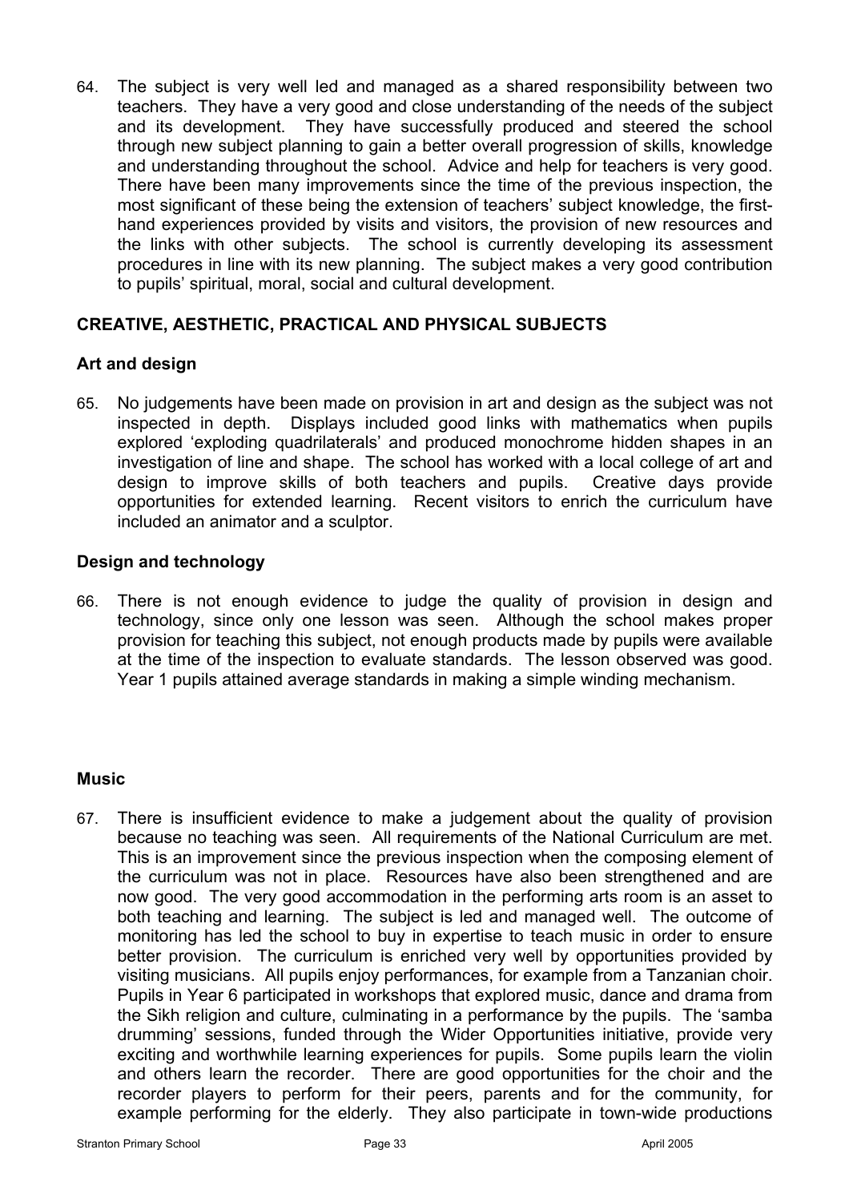64. The subject is very well led and managed as a shared responsibility between two teachers. They have a very good and close understanding of the needs of the subject and its development. They have successfully produced and steered the school through new subject planning to gain a better overall progression of skills, knowledge and understanding throughout the school. Advice and help for teachers is very good. There have been many improvements since the time of the previous inspection, the most significant of these being the extension of teachers' subject knowledge, the first-hand experiences provided by visits and visitors, the provision of new resources and the links with other subjects. The school is currently developing its assessment procedures in line with its new planning. The subject makes a very good contribution to pupils' spiritual, moral, social and cultural development.

## CREATIVE, AESTHETIC, PRACTICAL AND PHYSICAL SUBJECTS

### Art and design

65. No judgements have been made on provision in art and design as the subject was not inspected in depth. Displays included good links with mathematics when pupils explored 'exploding quadrilaterals' and produced monochrome hidden shapes in an investigation of line and shape. The school has worked with a local college of art and design to improve skills of both teachers and pupils. Creative days provide opportunities for extended learning. Recent visitors to enrich the curriculum have included an animator and a sculptor.

### Design and technology

66. There is not enough evidence to judge the quality of provision in design and technology, since only one lesson was seen. Although the school makes proper provision for teaching this subject, not enough products made by pupils were available at the time of the inspection to evaluate standards. The lesson observed was good. Year 1 pupils attained average standards in making a simple winding mechanism.

### Music

67. There is insufficient evidence to make a judgement about the quality of provision because no teaching was seen. All requirements of the National Curriculum are met. This is an improvement since the previous inspection when the composing element of the curriculum was not in place. Resources have also been strengthened and are now good. The very good accommodation in the performing arts room is an asset to both teaching and learning. The subject is led and managed well. The outcome of monitoring has led the school to buy in expertise to teach music in order to ensure better provision. The curriculum is enriched very well by opportunities provided by visiting musicians. All pupils enjoy performances, for example from a Tanzanian choir. Pupils in Year 6 participated in workshops that explored music, dance and drama from the Sikh religion and culture, culminating in a performance by the pupils. The 'samba drumming' sessions, funded through the Wider Opportunities initiative, provide very exciting and worthwhile learning experiences for pupils. Some pupils learn the violin and others learn the recorder. There are good opportunities for the choir and the recorder players to perform for their peers, parents and for the community, for example performing for the elderly. They also participate in town-wide productions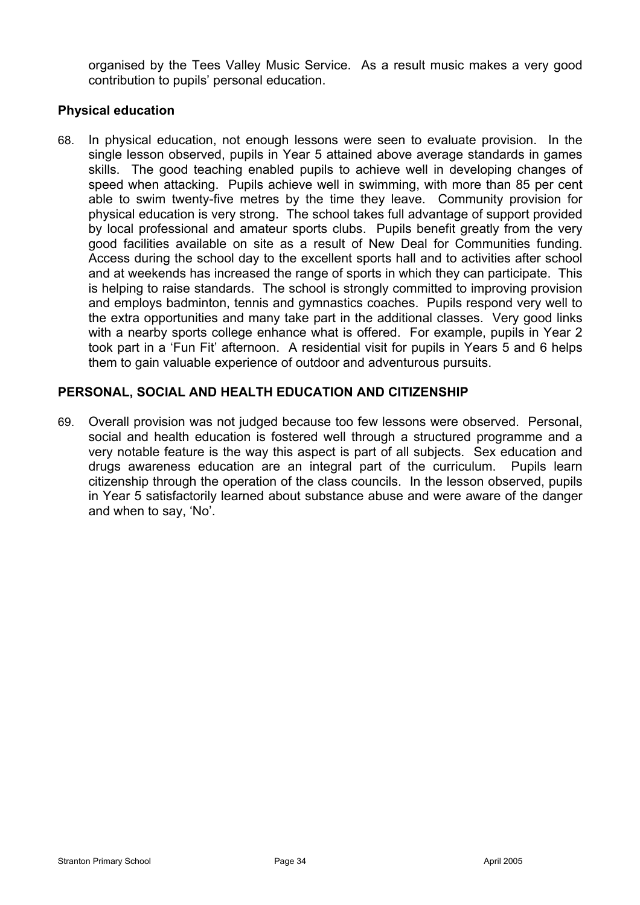organised by the Tees Valley Music Service. As a result music makes a very good contribution to pupils' personal education.

### Physical education

68. In physical education, not enough lessons were seen to evaluate provision. In the single lesson observed, pupils in Year 5 attained above average standards in games skills. The good teaching enabled pupils to achieve well in developing changes of speed when attacking. Pupils achieve well in swimming, with more than 85 per cent able to swim twenty-five metres by the time they leave. Community provision for physical education is very strong. The school takes full advantage of support provided by local professional and amateur sports clubs. Pupils benefit greatly from the very good facilities available on site as a result of New Deal for Communities funding. Access during the school day to the excellent sports hall and to activities after school and at weekends has increased the range of sports in which they can participate. This is helping to raise standards. The school is strongly committed to improving provision and employs badminton, tennis and gymnastics coaches. Pupils respond very well to the extra opportunities and many take part in the additional classes. Very good links with a nearby sports college enhance what is offered. For example, pupils in Year 2 took part in a 'Fun Fit' afternoon. A residential visit for pupils in Years 5 and 6 helps them to gain valuable experience of outdoor and adventurous pursuits.

## PERSONAL, SOCIAL AND HEALTH EDUCATION AND CITIZENSHIP

69. Overall provision was not judged because too few lessons were observed. Personal, social and health education is fostered well through a structured programme and a very notable feature is the way this aspect is part of all subjects. Sex education and drugs awareness education are an integral part of the curriculum. Pupils learn citizenship through the operation of the class councils. In the lesson observed, pupils in Year 5 satisfactorily learned about substance abuse and were aware of the danger and when to say, 'No'.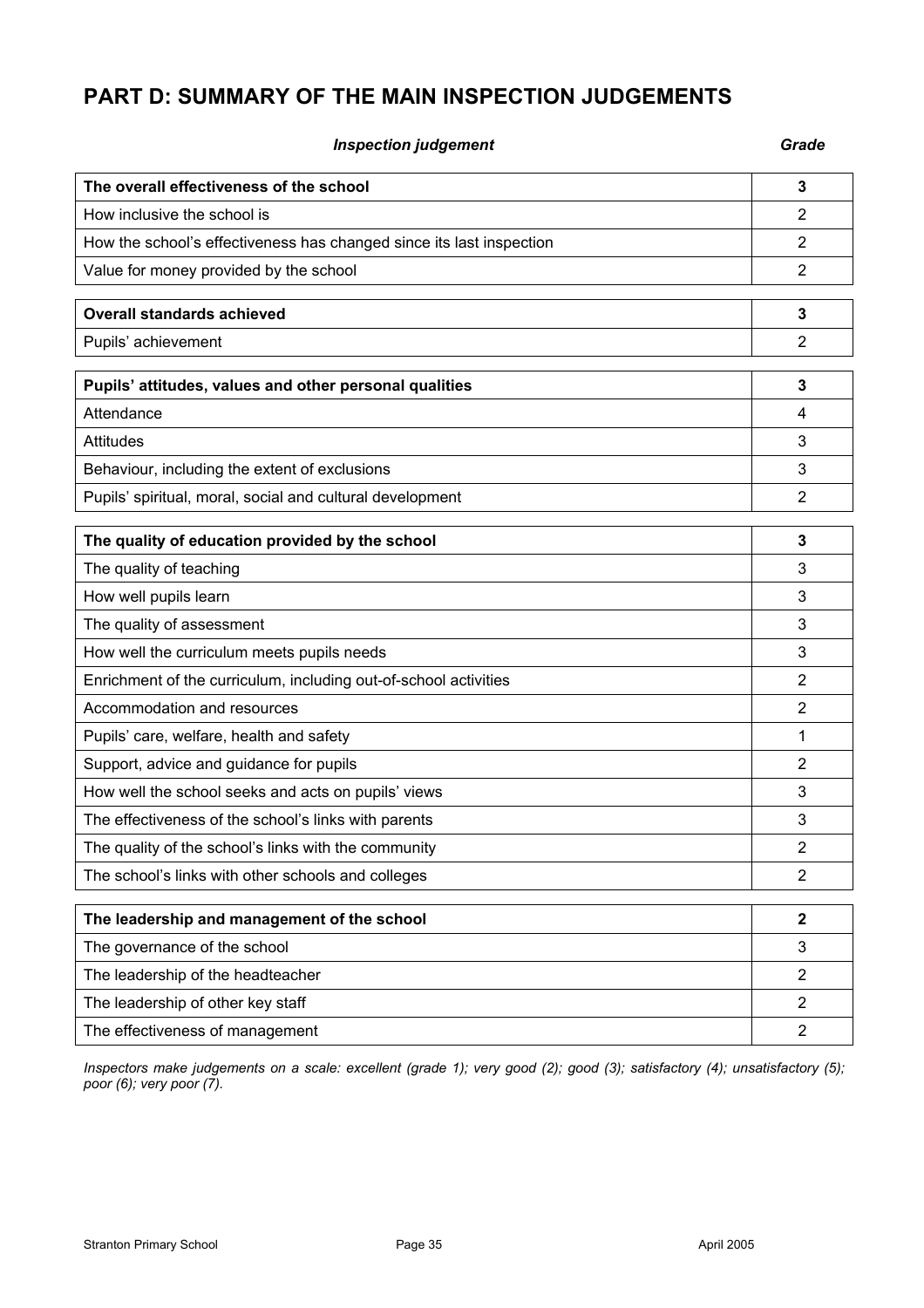# PART D: SUMMARY OF THE MAIN INSPECTION JUDGEMENTS

| *Inspection judgement* | *Grade* |
|---|---|
| **The overall effectiveness of the school** | **3** |
| How inclusive the school is | 2 |
| How the school's effectiveness has changed since its last inspection | 2 |
| Value for money provided by the school | 2 |
| **Overall standards achieved** | **3** |
| Pupils' achievement | 2 |
| **Pupils' attitudes, values and other personal qualities** | **3** |
| Attendance | 4 |
| Attitudes | 3 |
| Behaviour, including the extent of exclusions | 3 |
| Pupils' spiritual, moral, social and cultural development | 2 |
| **The quality of education provided by the school** | **3** |
| The quality of teaching | 3 |
| How well pupils learn | 3 |
| The quality of assessment | 3 |
| How well the curriculum meets pupils needs | 3 |
| Enrichment of the curriculum, including out-of-school activities | 2 |
| Accommodation and resources | 2 |
| Pupils' care, welfare, health and safety | 1 |
| Support, advice and guidance for pupils | 2 |
| How well the school seeks and acts on pupils' views | 3 |
| The effectiveness of the school's links with parents | 3 |
| The quality of the school's links with the community | 2 |
| The school's links with other schools and colleges | 2 |
| **The leadership and management of the school** | **2** |
| The governance of the school | 3 |
| The leadership of the headteacher | 2 |
| The leadership of other key staff | 2 |
| The effectiveness of management | 2 |

*Inspectors make judgements on a scale: excellent (grade 1); very good (2); good (3); satisfactory (4); unsatisfactory (5); poor (6); very poor (7).*